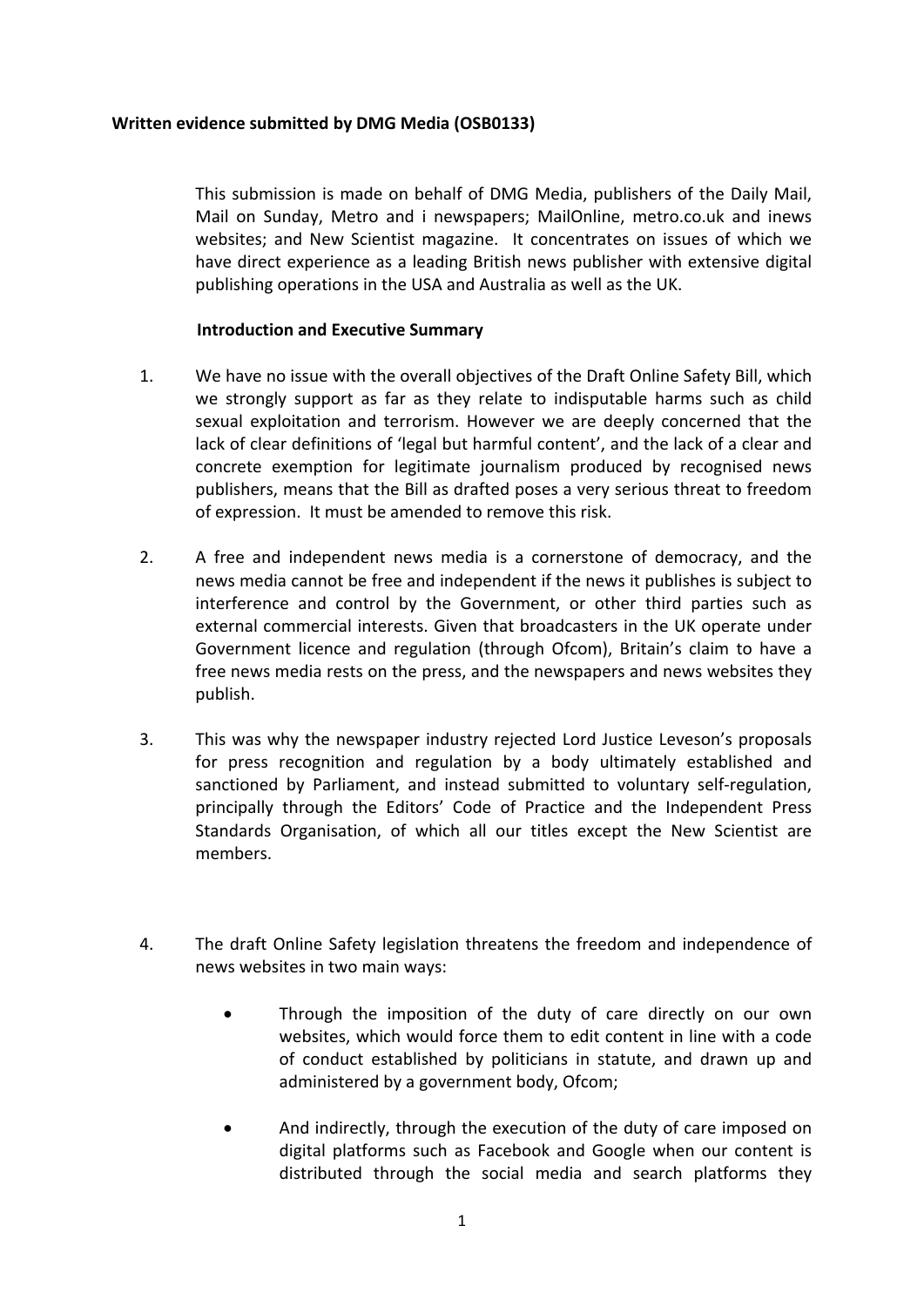**Written evidence submitted by DMG Media (OSB0133)**

This submission is made on behalf of DMG Media, publishers of the Daily Mail, Mail on Sunday, Metro and i newspapers; MailOnline, metro.co.uk and inews websites; and New Scientist magazine. It concentrates on issues of which we have direct experience as a leading British news publisher with extensive digital publishing operations in the USA and Australia as well as the UK.

**Introduction and Executive Summary**

1. We have no issue with the overall objectives of the Draft Online Safety Bill, which we strongly support as far as they relate to indisputable harms such as child sexual exploitation and terrorism. However we are deeply concerned that the lack of clear definitions of 'legal but harmful content', and the lack of a clear and concrete exemption for legitimate journalism produced by recognised news publishers, means that the Bill as drafted poses a very serious threat to freedom of expression. It must be amended to remove this risk.

2. A free and independent news media is a cornerstone of democracy, and the news media cannot be free and independent if the news it publishes is subject to interference and control by the Government, or other third parties such as external commercial interests. Given that broadcasters in the UK operate under Government licence and regulation (through Ofcom), Britain's claim to have a free news media rests on the press, and the newspapers and news websites they publish.

3. This was why the newspaper industry rejected Lord Justice Leveson's proposals for press recognition and regulation by a body ultimately established and sanctioned by Parliament, and instead submitted to voluntary self-regulation, principally through the Editors' Code of Practice and the Independent Press Standards Organisation, of which all our titles except the New Scientist are members.

4. The draft Online Safety legislation threatens the freedom and independence of news websites in two main ways:

   - Through the imposition of the duty of care directly on our own websites, which would force them to edit content in line with a code of conduct established by politicians in statute, and drawn up and administered by a government body, Ofcom;

   - And indirectly, through the execution of the duty of care imposed on digital platforms such as Facebook and Google when our content is distributed through the social media and search platforms they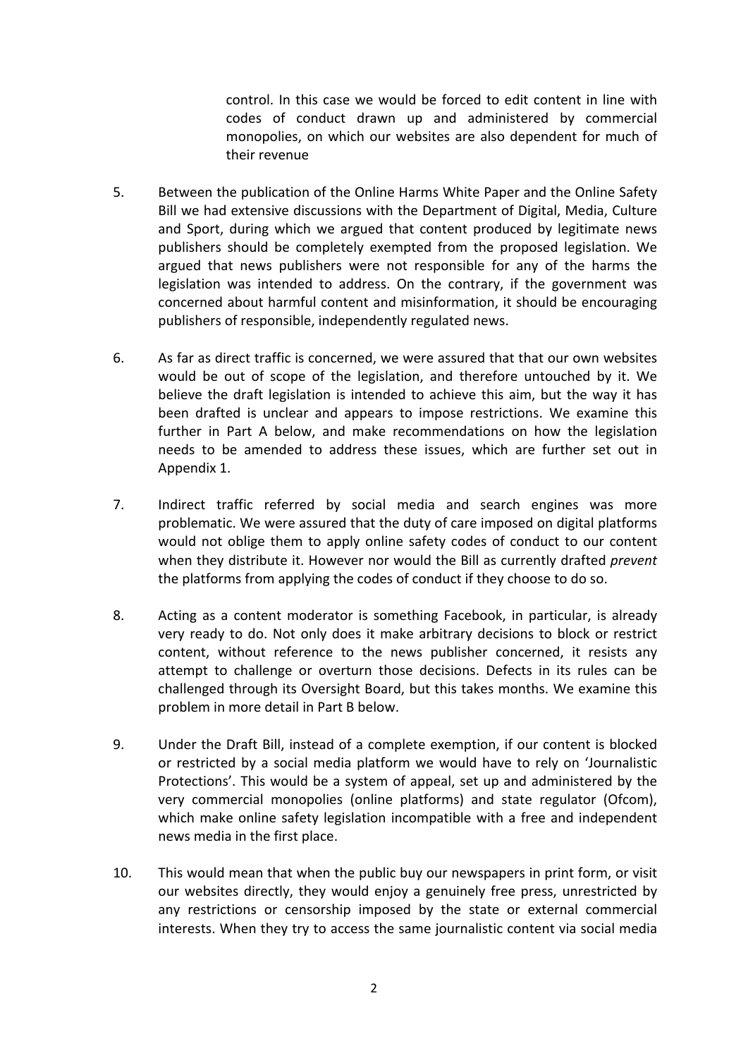control. In this case we would be forced to edit content in line with codes of conduct drawn up and administered by commercial monopolies, on which our websites are also dependent for much of their revenue

5. Between the publication of the Online Harms White Paper and the Online Safety Bill we had extensive discussions with the Department of Digital, Media, Culture and Sport, during which we argued that content produced by legitimate news publishers should be completely exempted from the proposed legislation. We argued that news publishers were not responsible for any of the harms the legislation was intended to address. On the contrary, if the government was concerned about harmful content and misinformation, it should be encouraging publishers of responsible, independently regulated news.

6. As far as direct traffic is concerned, we were assured that that our own websites would be out of scope of the legislation, and therefore untouched by it. We believe the draft legislation is intended to achieve this aim, but the way it has been drafted is unclear and appears to impose restrictions. We examine this further in Part A below, and make recommendations on how the legislation needs to be amended to address these issues, which are further set out in Appendix 1.

7. Indirect traffic referred by social media and search engines was more problematic. We were assured that the duty of care imposed on digital platforms would not oblige them to apply online safety codes of conduct to our content when they distribute it. However nor would the Bill as currently drafted *prevent* the platforms from applying the codes of conduct if they choose to do so.

8. Acting as a content moderator is something Facebook, in particular, is already very ready to do. Not only does it make arbitrary decisions to block or restrict content, without reference to the news publisher concerned, it resists any attempt to challenge or overturn those decisions. Defects in its rules can be challenged through its Oversight Board, but this takes months. We examine this problem in more detail in Part B below.

9. Under the Draft Bill, instead of a complete exemption, if our content is blocked or restricted by a social media platform we would have to rely on 'Journalistic Protections'. This would be a system of appeal, set up and administered by the very commercial monopolies (online platforms) and state regulator (Ofcom), which make online safety legislation incompatible with a free and independent news media in the first place.

10. This would mean that when the public buy our newspapers in print form, or visit our websites directly, they would enjoy a genuinely free press, unrestricted by any restrictions or censorship imposed by the state or external commercial interests. When they try to access the same journalistic content via social media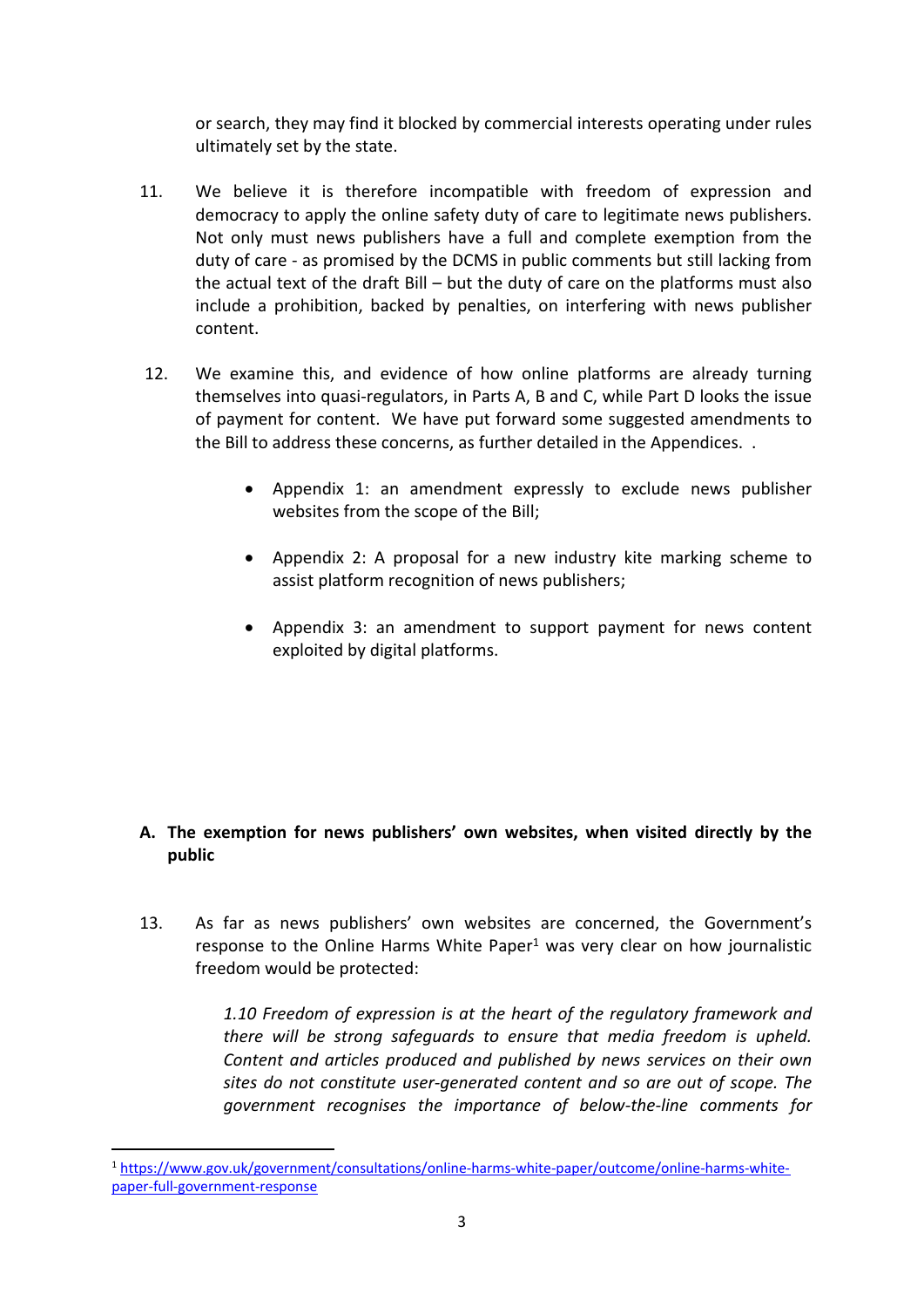or search, they may find it blocked by commercial interests operating under rules ultimately set by the state.

11. We believe it is therefore incompatible with freedom of expression and democracy to apply the online safety duty of care to legitimate news publishers. Not only must news publishers have a full and complete exemption from the duty of care - as promised by the DCMS in public comments but still lacking from the actual text of the draft Bill – but the duty of care on the platforms must also include a prohibition, backed by penalties, on interfering with news publisher content.

12. We examine this, and evidence of how online platforms are already turning themselves into quasi-regulators, in Parts A, B and C, while Part D looks the issue of payment for content. We have put forward some suggested amendments to the Bill to address these concerns, as further detailed in the Appendices. .

   - Appendix 1: an amendment expressly to exclude news publisher websites from the scope of the Bill;
   - Appendix 2: A proposal for a new industry kite marking scheme to assist platform recognition of news publishers;
   - Appendix 3: an amendment to support payment for news content exploited by digital platforms.

## A. The exemption for news publishers' own websites, when visited directly by the public

13. As far as news publishers' own websites are concerned, the Government's response to the Online Harms White Paper[1] was very clear on how journalistic freedom would be protected:

   > *1.10 Freedom of expression is at the heart of the regulatory framework and there will be strong safeguards to ensure that media freedom is upheld. Content and articles produced and published by news services on their own sites do not constitute user-generated content and so are out of scope. The government recognises the importance of below-the-line comments for*

[1] https://www.gov.uk/government/consultations/online-harms-white-paper/outcome/online-harms-white-paper-full-government-response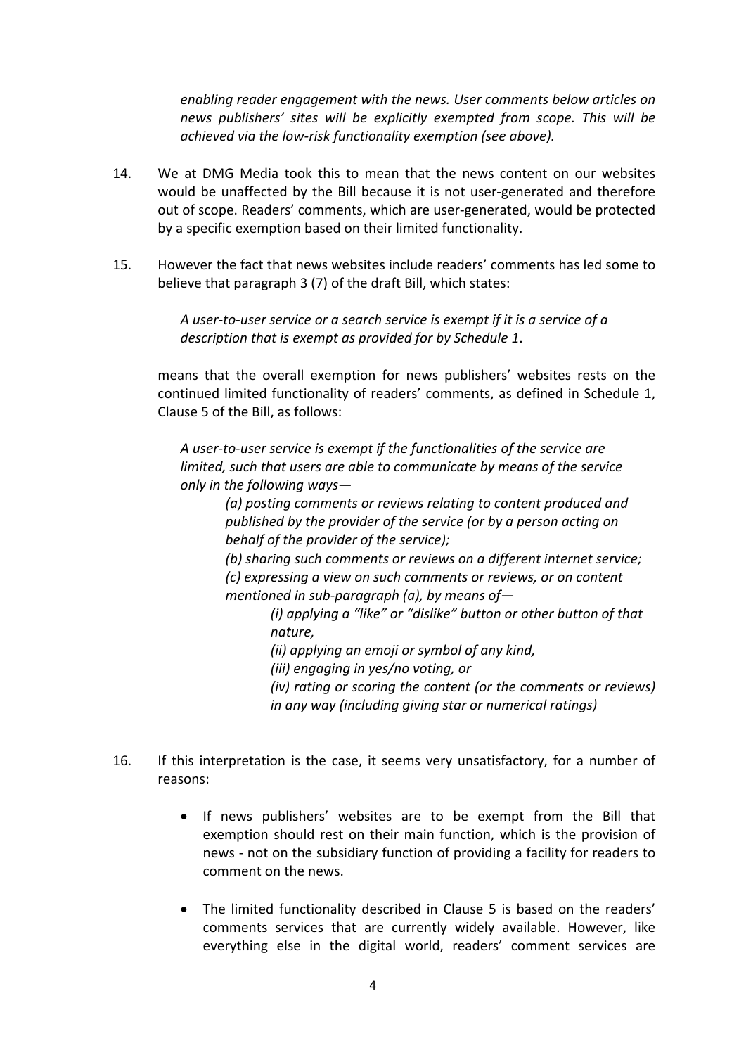*enabling reader engagement with the news. User comments below articles on news publishers' sites will be explicitly exempted from scope. This will be achieved via the low-risk functionality exemption (see above).*

14. We at DMG Media took this to mean that the news content on our websites would be unaffected by the Bill because it is not user-generated and therefore out of scope. Readers' comments, which are user-generated, would be protected by a specific exemption based on their limited functionality.

15. However the fact that news websites include readers' comments has led some to believe that paragraph 3 (7) of the draft Bill, which states:

    *A user-to-user service or a search service is exempt if it is a service of a description that is exempt as provided for by Schedule 1*.

    means that the overall exemption for news publishers' websites rests on the continued limited functionality of readers' comments, as defined in Schedule 1, Clause 5 of the Bill, as follows:

    *A user-to-user service is exempt if the functionalities of the service are limited, such that users are able to communicate by means of the service only in the following ways—*

    > *(a) posting comments or reviews relating to content produced and published by the provider of the service (or by a person acting on behalf of the provider of the service);*
    >
    > *(b) sharing such comments or reviews on a different internet service;*
    >
    > *(c) expressing a view on such comments or reviews, or on content mentioned in sub-paragraph (a), by means of—*
    >
    > > *(i) applying a "like" or "dislike" button or other button of that nature,*
    > >
    > > *(ii) applying an emoji or symbol of any kind,*
    > >
    > > *(iii) engaging in yes/no voting, or*
    > >
    > > *(iv) rating or scoring the content (or the comments or reviews) in any way (including giving star or numerical ratings)*

16. If this interpretation is the case, it seems very unsatisfactory, for a number of reasons:

    - If news publishers' websites are to be exempt from the Bill that exemption should rest on their main function, which is the provision of news - not on the subsidiary function of providing a facility for readers to comment on the news.

    - The limited functionality described in Clause 5 is based on the readers' comments services that are currently widely available. However, like everything else in the digital world, readers' comment services are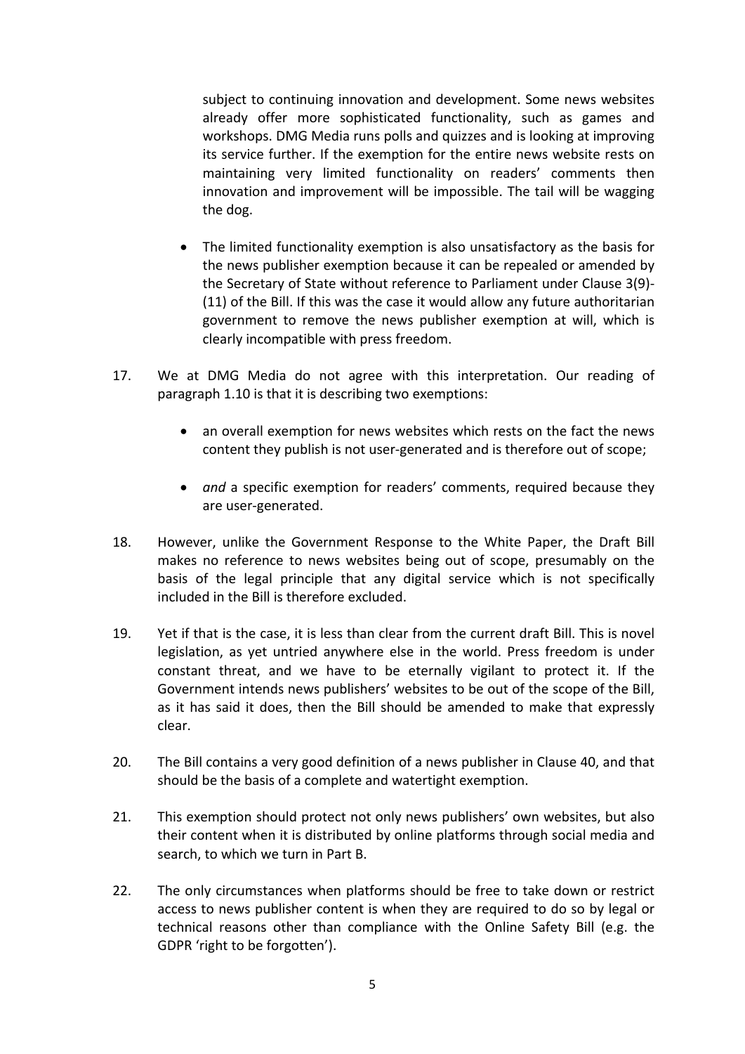subject to continuing innovation and development. Some news websites already offer more sophisticated functionality, such as games and workshops. DMG Media runs polls and quizzes and is looking at improving its service further. If the exemption for the entire news website rests on maintaining very limited functionality on readers' comments then innovation and improvement will be impossible. The tail will be wagging the dog.

- The limited functionality exemption is also unsatisfactory as the basis for the news publisher exemption because it can be repealed or amended by the Secretary of State without reference to Parliament under Clause 3(9)-(11) of the Bill. If this was the case it would allow any future authoritarian government to remove the news publisher exemption at will, which is clearly incompatible with press freedom.

17. We at DMG Media do not agree with this interpretation. Our reading of paragraph 1.10 is that it is describing two exemptions:

    - an overall exemption for news websites which rests on the fact the news content they publish is not user-generated and is therefore out of scope;

    - *and* a specific exemption for readers' comments, required because they are user-generated.

18. However, unlike the Government Response to the White Paper, the Draft Bill makes no reference to news websites being out of scope, presumably on the basis of the legal principle that any digital service which is not specifically included in the Bill is therefore excluded.

19. Yet if that is the case, it is less than clear from the current draft Bill. This is novel legislation, as yet untried anywhere else in the world. Press freedom is under constant threat, and we have to be eternally vigilant to protect it. If the Government intends news publishers' websites to be out of the scope of the Bill, as it has said it does, then the Bill should be amended to make that expressly clear.

20. The Bill contains a very good definition of a news publisher in Clause 40, and that should be the basis of a complete and watertight exemption.

21. This exemption should protect not only news publishers' own websites, but also their content when it is distributed by online platforms through social media and search, to which we turn in Part B.

22. The only circumstances when platforms should be free to take down or restrict access to news publisher content is when they are required to do so by legal or technical reasons other than compliance with the Online Safety Bill (e.g. the GDPR 'right to be forgotten').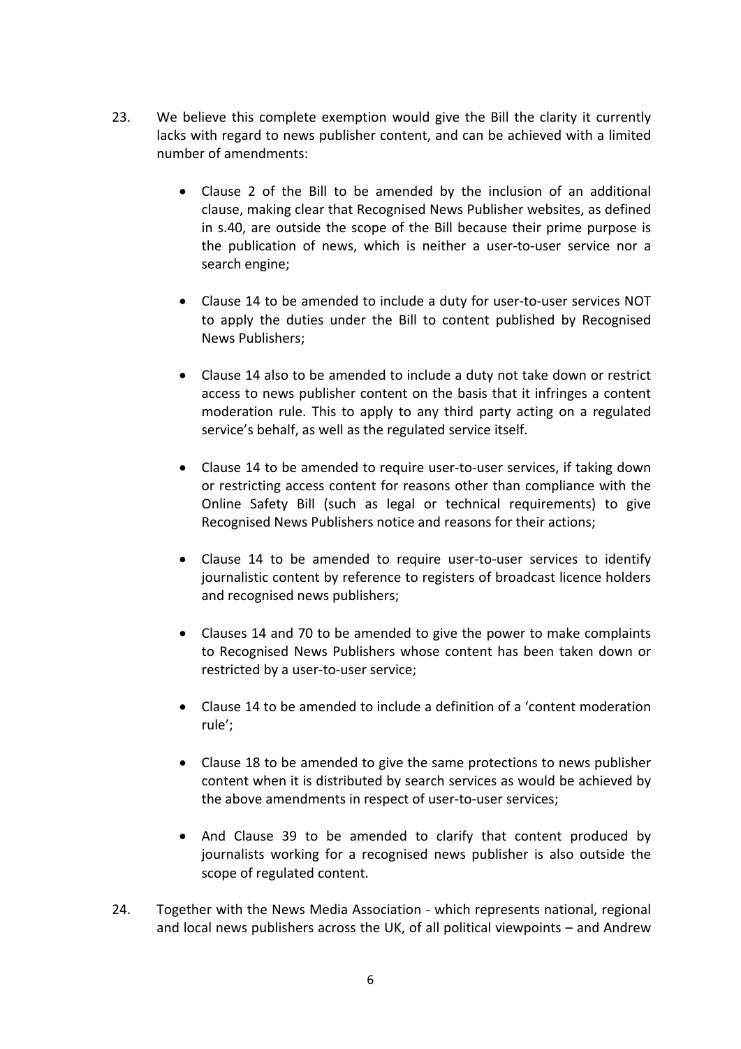23. We believe this complete exemption would give the Bill the clarity it currently lacks with regard to news publisher content, and can be achieved with a limited number of amendments:

    - Clause 2 of the Bill to be amended by the inclusion of an additional clause, making clear that Recognised News Publisher websites, as defined in s.40, are outside the scope of the Bill because their prime purpose is the publication of news, which is neither a user-to-user service nor a search engine;

    - Clause 14 to be amended to include a duty for user-to-user services NOT to apply the duties under the Bill to content published by Recognised News Publishers;

    - Clause 14 also to be amended to include a duty not take down or restrict access to news publisher content on the basis that it infringes a content moderation rule. This to apply to any third party acting on a regulated service's behalf, as well as the regulated service itself.

    - Clause 14 to be amended to require user-to-user services, if taking down or restricting access content for reasons other than compliance with the Online Safety Bill (such as legal or technical requirements) to give Recognised News Publishers notice and reasons for their actions;

    - Clause 14 to be amended to require user-to-user services to identify journalistic content by reference to registers of broadcast licence holders and recognised news publishers;

    - Clauses 14 and 70 to be amended to give the power to make complaints to Recognised News Publishers whose content has been taken down or restricted by a user-to-user service;

    - Clause 14 to be amended to include a definition of a 'content moderation rule';

    - Clause 18 to be amended to give the same protections to news publisher content when it is distributed by search services as would be achieved by the above amendments in respect of user-to-user services;

    - And Clause 39 to be amended to clarify that content produced by journalists working for a recognised news publisher is also outside the scope of regulated content.

24. Together with the News Media Association - which represents national, regional and local news publishers across the UK, of all political viewpoints – and Andrew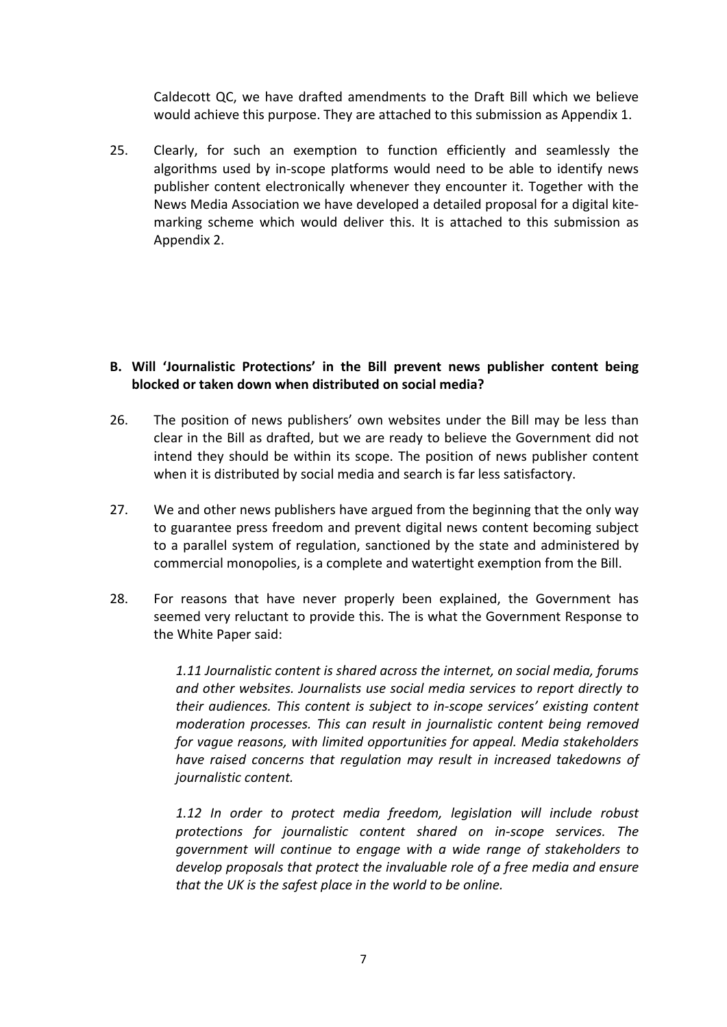Caldecott QC, we have drafted amendments to the Draft Bill which we believe would achieve this purpose. They are attached to this submission as Appendix 1.

25. Clearly, for such an exemption to function efficiently and seamlessly the algorithms used by in-scope platforms would need to be able to identify news publisher content electronically whenever they encounter it. Together with the News Media Association we have developed a detailed proposal for a digital kite-marking scheme which would deliver this. It is attached to this submission as Appendix 2.

**B. Will 'Journalistic Protections' in the Bill prevent news publisher content being blocked or taken down when distributed on social media?**

26. The position of news publishers' own websites under the Bill may be less than clear in the Bill as drafted, but we are ready to believe the Government did not intend they should be within its scope. The position of news publisher content when it is distributed by social media and search is far less satisfactory.

27. We and other news publishers have argued from the beginning that the only way to guarantee press freedom and prevent digital news content becoming subject to a parallel system of regulation, sanctioned by the state and administered by commercial monopolies, is a complete and watertight exemption from the Bill.

28. For reasons that have never properly been explained, the Government has seemed very reluctant to provide this. The is what the Government Response to the White Paper said:

> *1.11 Journalistic content is shared across the internet, on social media, forums and other websites. Journalists use social media services to report directly to their audiences. This content is subject to in-scope services' existing content moderation processes. This can result in journalistic content being removed for vague reasons, with limited opportunities for appeal. Media stakeholders have raised concerns that regulation may result in increased takedowns of journalistic content.*
>
> *1.12 In order to protect media freedom, legislation will include robust protections for journalistic content shared on in-scope services. The government will continue to engage with a wide range of stakeholders to develop proposals that protect the invaluable role of a free media and ensure that the UK is the safest place in the world to be online.*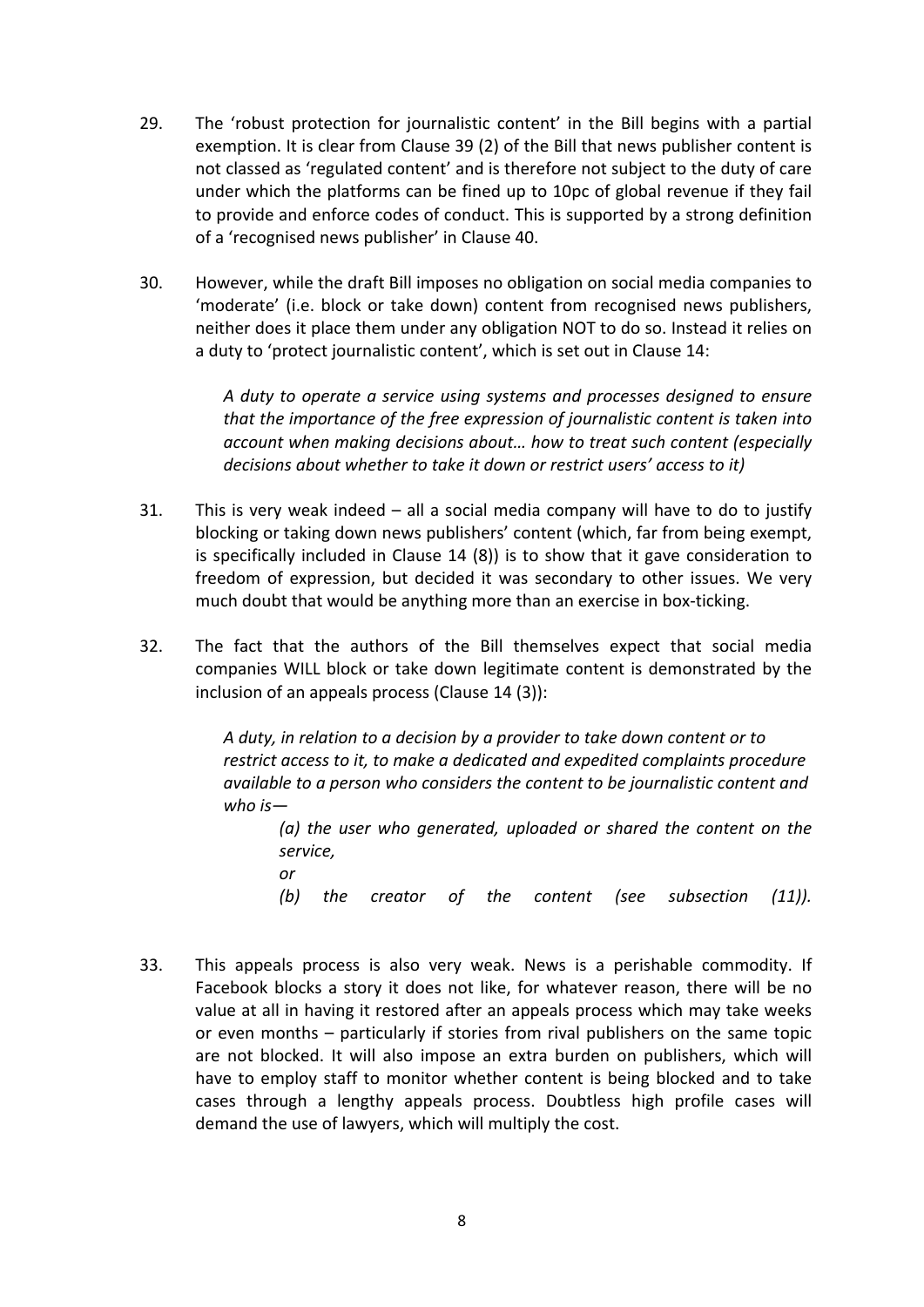29. The 'robust protection for journalistic content' in the Bill begins with a partial exemption. It is clear from Clause 39 (2) of the Bill that news publisher content is not classed as 'regulated content' and is therefore not subject to the duty of care under which the platforms can be fined up to 10pc of global revenue if they fail to provide and enforce codes of conduct. This is supported by a strong definition of a 'recognised news publisher' in Clause 40.

30. However, while the draft Bill imposes no obligation on social media companies to 'moderate' (i.e. block or take down) content from recognised news publishers, neither does it place them under any obligation NOT to do so. Instead it relies on a duty to 'protect journalistic content', which is set out in Clause 14:

> *A duty to operate a service using systems and processes designed to ensure that the importance of the free expression of journalistic content is taken into account when making decisions about… how to treat such content (especially decisions about whether to take it down or restrict users' access to it)*

31. This is very weak indeed – all a social media company will have to do to justify blocking or taking down news publishers' content (which, far from being exempt, is specifically included in Clause 14 (8)) is to show that it gave consideration to freedom of expression, but decided it was secondary to other issues. We very much doubt that would be anything more than an exercise in box-ticking.

32. The fact that the authors of the Bill themselves expect that social media companies WILL block or take down legitimate content is demonstrated by the inclusion of an appeals process (Clause 14 (3)):

> *A duty, in relation to a decision by a provider to take down content or to restrict access to it, to make a dedicated and expedited complaints procedure available to a person who considers the content to be journalistic content and who is—*
>
> *(a) the user who generated, uploaded or shared the content on the service,*
>
> *or*
>
> *(b) the creator of the content (see subsection (11)).*

33. This appeals process is also very weak. News is a perishable commodity. If Facebook blocks a story it does not like, for whatever reason, there will be no value at all in having it restored after an appeals process which may take weeks or even months – particularly if stories from rival publishers on the same topic are not blocked. It will also impose an extra burden on publishers, which will have to employ staff to monitor whether content is being blocked and to take cases through a lengthy appeals process. Doubtless high profile cases will demand the use of lawyers, which will multiply the cost.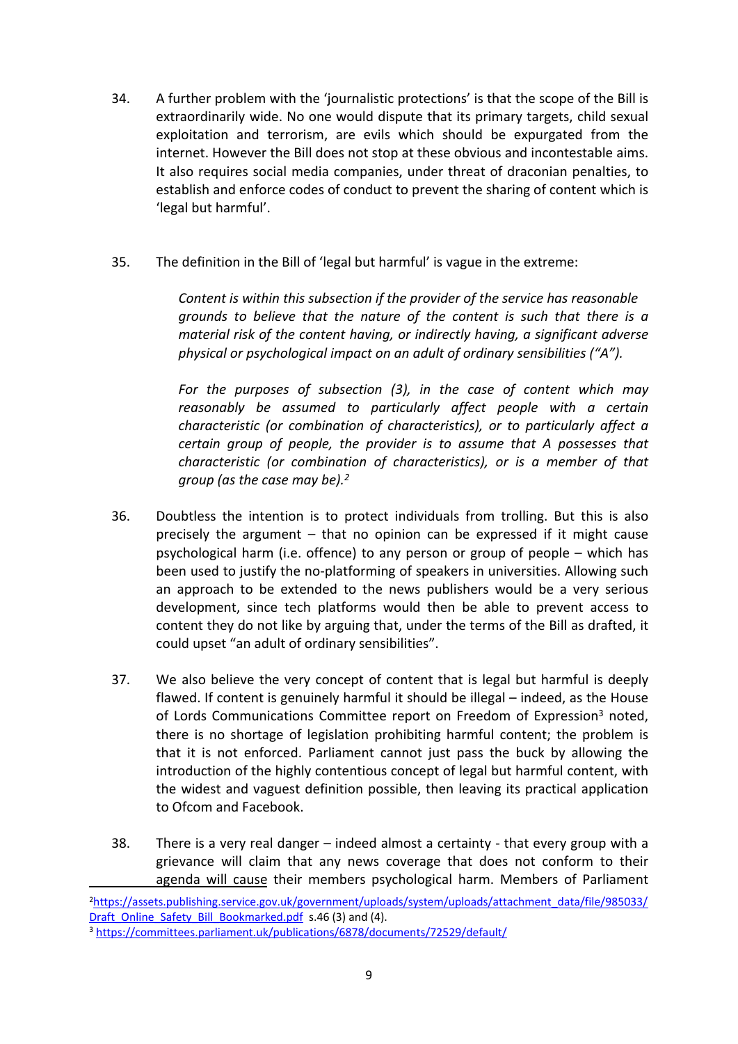34. A further problem with the 'journalistic protections' is that the scope of the Bill is extraordinarily wide. No one would dispute that its primary targets, child sexual exploitation and terrorism, are evils which should be expurgated from the internet. However the Bill does not stop at these obvious and incontestable aims. It also requires social media companies, under threat of draconian penalties, to establish and enforce codes of conduct to prevent the sharing of content which is 'legal but harmful'.

35. The definition in the Bill of 'legal but harmful' is vague in the extreme:

> *Content is within this subsection if the provider of the service has reasonable grounds to believe that the nature of the content is such that there is a material risk of the content having, or indirectly having, a significant adverse physical or psychological impact on an adult of ordinary sensibilities ("A").*
>
> *For the purposes of subsection (3), in the case of content which may reasonably be assumed to particularly affect people with a certain characteristic (or combination of characteristics), or to particularly affect a certain group of people, the provider is to assume that A possesses that characteristic (or combination of characteristics), or is a member of that group (as the case may be).*[2]

36. Doubtless the intention is to protect individuals from trolling. But this is also precisely the argument – that no opinion can be expressed if it might cause psychological harm (i.e. offence) to any person or group of people – which has been used to justify the no-platforming of speakers in universities. Allowing such an approach to be extended to the news publishers would be a very serious development, since tech platforms would then be able to prevent access to content they do not like by arguing that, under the terms of the Bill as drafted, it could upset "an adult of ordinary sensibilities".

37. We also believe the very concept of content that is legal but harmful is deeply flawed. If content is genuinely harmful it should be illegal – indeed, as the House of Lords Communications Committee report on Freedom of Expression[3] noted, there is no shortage of legislation prohibiting harmful content; the problem is that it is not enforced. Parliament cannot just pass the buck by allowing the introduction of the highly contentious concept of legal but harmful content, with the widest and vaguest definition possible, then leaving its practical application to Ofcom and Facebook.

38. There is a very real danger – indeed almost a certainty - that every group with a grievance will claim that any news coverage that does not conform to their agenda will cause their members psychological harm. Members of Parliament

---

[2] https://assets.publishing.service.gov.uk/government/uploads/system/uploads/attachment_data/file/985033/Draft_Online_Safety_Bill_Bookmarked.pdf s.46 (3) and (4).

[3] https://committees.parliament.uk/publications/6878/documents/72529/default/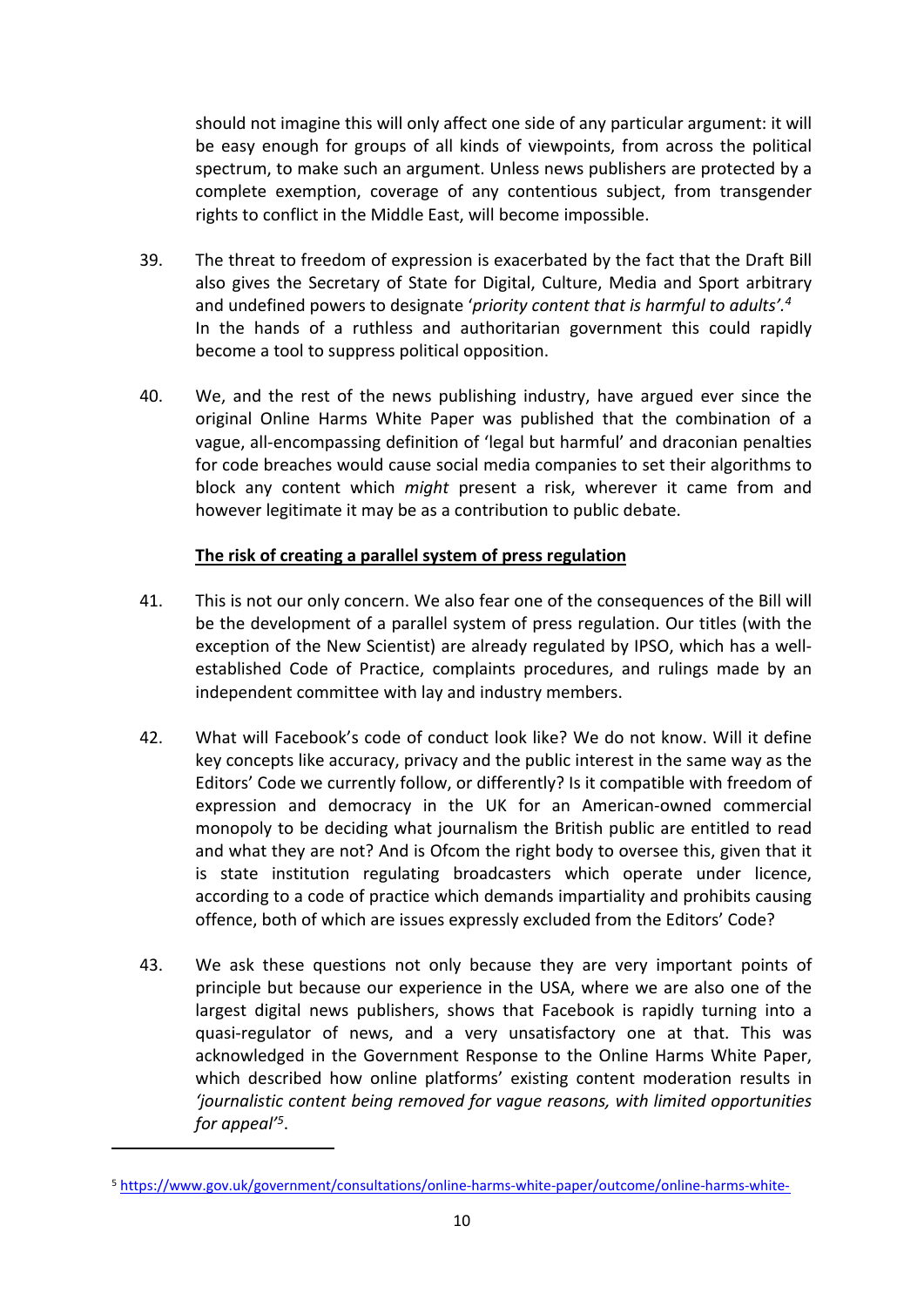should not imagine this will only affect one side of any particular argument: it will be easy enough for groups of all kinds of viewpoints, from across the political spectrum, to make such an argument. Unless news publishers are protected by a complete exemption, coverage of any contentious subject, from transgender rights to conflict in the Middle East, will become impossible.

39. The threat to freedom of expression is exacerbated by the fact that the Draft Bill also gives the Secretary of State for Digital, Culture, Media and Sport arbitrary and undefined powers to designate '*priority content that is harmful to adults'.*[4] In the hands of a ruthless and authoritarian government this could rapidly become a tool to suppress political opposition.

40. We, and the rest of the news publishing industry, have argued ever since the original Online Harms White Paper was published that the combination of a vague, all-encompassing definition of 'legal but harmful' and draconian penalties for code breaches would cause social media companies to set their algorithms to block any content which *might* present a risk, wherever it came from and however legitimate it may be as a contribution to public debate.

**The risk of creating a parallel system of press regulation**

41. This is not our only concern. We also fear one of the consequences of the Bill will be the development of a parallel system of press regulation. Our titles (with the exception of the New Scientist) are already regulated by IPSO, which has a well-established Code of Practice, complaints procedures, and rulings made by an independent committee with lay and industry members.

42. What will Facebook's code of conduct look like? We do not know. Will it define key concepts like accuracy, privacy and the public interest in the same way as the Editors' Code we currently follow, or differently? Is it compatible with freedom of expression and democracy in the UK for an American-owned commercial monopoly to be deciding what journalism the British public are entitled to read and what they are not? And is Ofcom the right body to oversee this, given that it is state institution regulating broadcasters which operate under licence, according to a code of practice which demands impartiality and prohibits causing offence, both of which are issues expressly excluded from the Editors' Code?

43. We ask these questions not only because they are very important points of principle but because our experience in the USA, where we are also one of the largest digital news publishers, shows that Facebook is rapidly turning into a quasi-regulator of news, and a very unsatisfactory one at that. This was acknowledged in the Government Response to the Online Harms White Paper, which described how online platforms' existing content moderation results in *'journalistic content being removed for vague reasons, with limited opportunities for appeal'*[5].

---

[5] https://www.gov.uk/government/consultations/online-harms-white-paper/outcome/online-harms-white-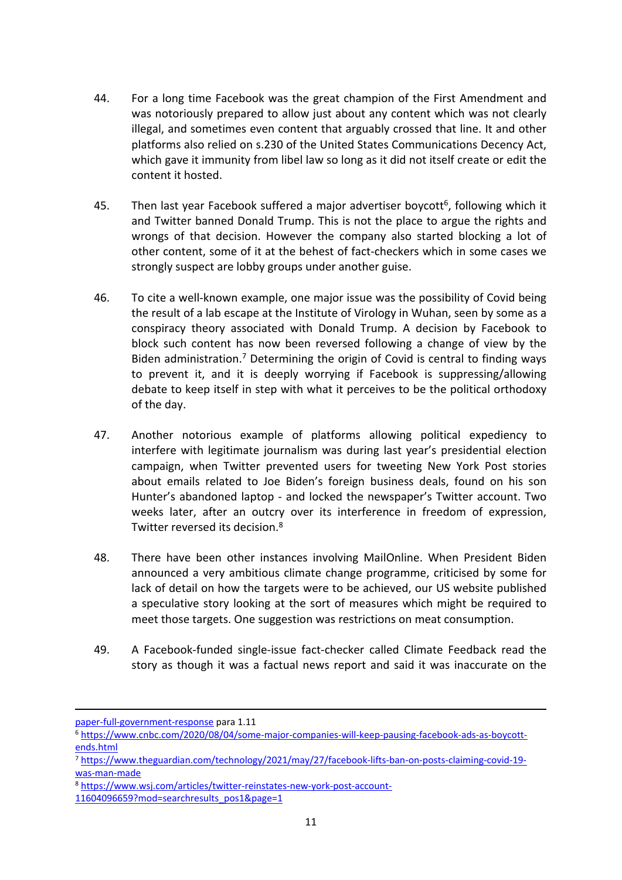44. For a long time Facebook was the great champion of the First Amendment and was notoriously prepared to allow just about any content which was not clearly illegal, and sometimes even content that arguably crossed that line. It and other platforms also relied on s.230 of the United States Communications Decency Act, which gave it immunity from libel law so long as it did not itself create or edit the content it hosted.

45. Then last year Facebook suffered a major advertiser boycott[6], following which it and Twitter banned Donald Trump. This is not the place to argue the rights and wrongs of that decision. However the company also started blocking a lot of other content, some of it at the behest of fact-checkers which in some cases we strongly suspect are lobby groups under another guise.

46. To cite a well-known example, one major issue was the possibility of Covid being the result of a lab escape at the Institute of Virology in Wuhan, seen by some as a conspiracy theory associated with Donald Trump. A decision by Facebook to block such content has now been reversed following a change of view by the Biden administration.[7] Determining the origin of Covid is central to finding ways to prevent it, and it is deeply worrying if Facebook is suppressing/allowing debate to keep itself in step with what it perceives to be the political orthodoxy of the day.

47. Another notorious example of platforms allowing political expediency to interfere with legitimate journalism was during last year's presidential election campaign, when Twitter prevented users for tweeting New York Post stories about emails related to Joe Biden's foreign business deals, found on his son Hunter's abandoned laptop - and locked the newspaper's Twitter account. Two weeks later, after an outcry over its interference in freedom of expression, Twitter reversed its decision.[8]

48. There have been other instances involving MailOnline. When President Biden announced a very ambitious climate change programme, criticised by some for lack of detail on how the targets were to be achieved, our US website published a speculative story looking at the sort of measures which might be required to meet those targets. One suggestion was restrictions on meat consumption.

49. A Facebook-funded single-issue fact-checker called Climate Feedback read the story as though it was a factual news report and said it was inaccurate on the

---

paper-full-government-response para 1.11

[6] https://www.cnbc.com/2020/08/04/some-major-companies-will-keep-pausing-facebook-ads-as-boycott-ends.html

[7] https://www.theguardian.com/technology/2021/may/27/facebook-lifts-ban-on-posts-claiming-covid-19-was-man-made

[8] https://www.wsj.com/articles/twitter-reinstates-new-york-post-account-11604096659?mod=searchresults_pos1&page=1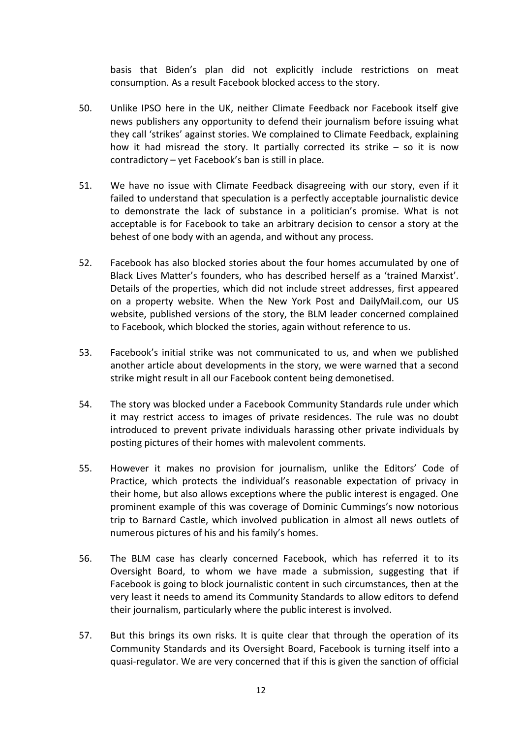basis that Biden's plan did not explicitly include restrictions on meat consumption. As a result Facebook blocked access to the story.

50. Unlike IPSO here in the UK, neither Climate Feedback nor Facebook itself give news publishers any opportunity to defend their journalism before issuing what they call 'strikes' against stories. We complained to Climate Feedback, explaining how it had misread the story. It partially corrected its strike – so it is now contradictory – yet Facebook's ban is still in place.

51. We have no issue with Climate Feedback disagreeing with our story, even if it failed to understand that speculation is a perfectly acceptable journalistic device to demonstrate the lack of substance in a politician's promise. What is not acceptable is for Facebook to take an arbitrary decision to censor a story at the behest of one body with an agenda, and without any process.

52. Facebook has also blocked stories about the four homes accumulated by one of Black Lives Matter's founders, who has described herself as a 'trained Marxist'. Details of the properties, which did not include street addresses, first appeared on a property website. When the New York Post and DailyMail.com, our US website, published versions of the story, the BLM leader concerned complained to Facebook, which blocked the stories, again without reference to us.

53. Facebook's initial strike was not communicated to us, and when we published another article about developments in the story, we were warned that a second strike might result in all our Facebook content being demonetised.

54. The story was blocked under a Facebook Community Standards rule under which it may restrict access to images of private residences. The rule was no doubt introduced to prevent private individuals harassing other private individuals by posting pictures of their homes with malevolent comments.

55. However it makes no provision for journalism, unlike the Editors' Code of Practice, which protects the individual's reasonable expectation of privacy in their home, but also allows exceptions where the public interest is engaged. One prominent example of this was coverage of Dominic Cummings's now notorious trip to Barnard Castle, which involved publication in almost all news outlets of numerous pictures of his and his family's homes.

56. The BLM case has clearly concerned Facebook, which has referred it to its Oversight Board, to whom we have made a submission, suggesting that if Facebook is going to block journalistic content in such circumstances, then at the very least it needs to amend its Community Standards to allow editors to defend their journalism, particularly where the public interest is involved.

57. But this brings its own risks. It is quite clear that through the operation of its Community Standards and its Oversight Board, Facebook is turning itself into a quasi-regulator. We are very concerned that if this is given the sanction of official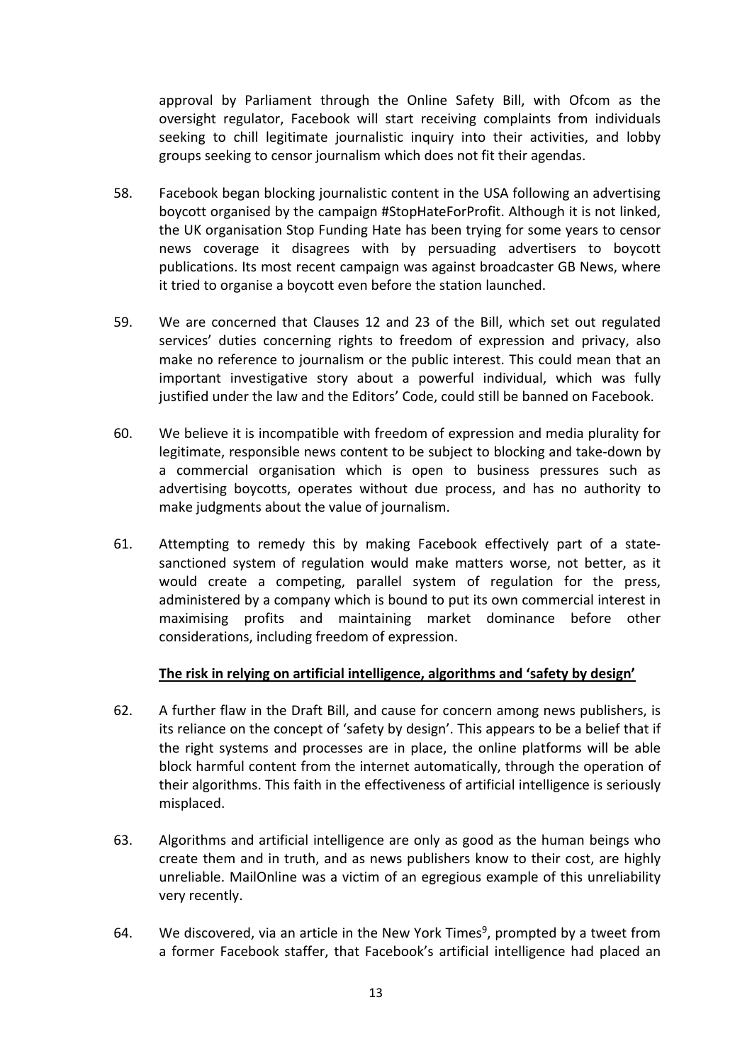approval by Parliament through the Online Safety Bill, with Ofcom as the oversight regulator, Facebook will start receiving complaints from individuals seeking to chill legitimate journalistic inquiry into their activities, and lobby groups seeking to censor journalism which does not fit their agendas.

58. Facebook began blocking journalistic content in the USA following an advertising boycott organised by the campaign #StopHateForProfit. Although it is not linked, the UK organisation Stop Funding Hate has been trying for some years to censor news coverage it disagrees with by persuading advertisers to boycott publications. Its most recent campaign was against broadcaster GB News, where it tried to organise a boycott even before the station launched.

59. We are concerned that Clauses 12 and 23 of the Bill, which set out regulated services' duties concerning rights to freedom of expression and privacy, also make no reference to journalism or the public interest. This could mean that an important investigative story about a powerful individual, which was fully justified under the law and the Editors' Code, could still be banned on Facebook.

60. We believe it is incompatible with freedom of expression and media plurality for legitimate, responsible news content to be subject to blocking and take-down by a commercial organisation which is open to business pressures such as advertising boycotts, operates without due process, and has no authority to make judgments about the value of journalism.

61. Attempting to remedy this by making Facebook effectively part of a state-sanctioned system of regulation would make matters worse, not better, as it would create a competing, parallel system of regulation for the press, administered by a company which is bound to put its own commercial interest in maximising profits and maintaining market dominance before other considerations, including freedom of expression.

**The risk in relying on artificial intelligence, algorithms and 'safety by design'**

62. A further flaw in the Draft Bill, and cause for concern among news publishers, is its reliance on the concept of 'safety by design'. This appears to be a belief that if the right systems and processes are in place, the online platforms will be able block harmful content from the internet automatically, through the operation of their algorithms. This faith in the effectiveness of artificial intelligence is seriously misplaced.

63. Algorithms and artificial intelligence are only as good as the human beings who create them and in truth, and as news publishers know to their cost, are highly unreliable. MailOnline was a victim of an egregious example of this unreliability very recently.

64. We discovered, via an article in the New York Times[9], prompted by a tweet from a former Facebook staffer, that Facebook's artificial intelligence had placed an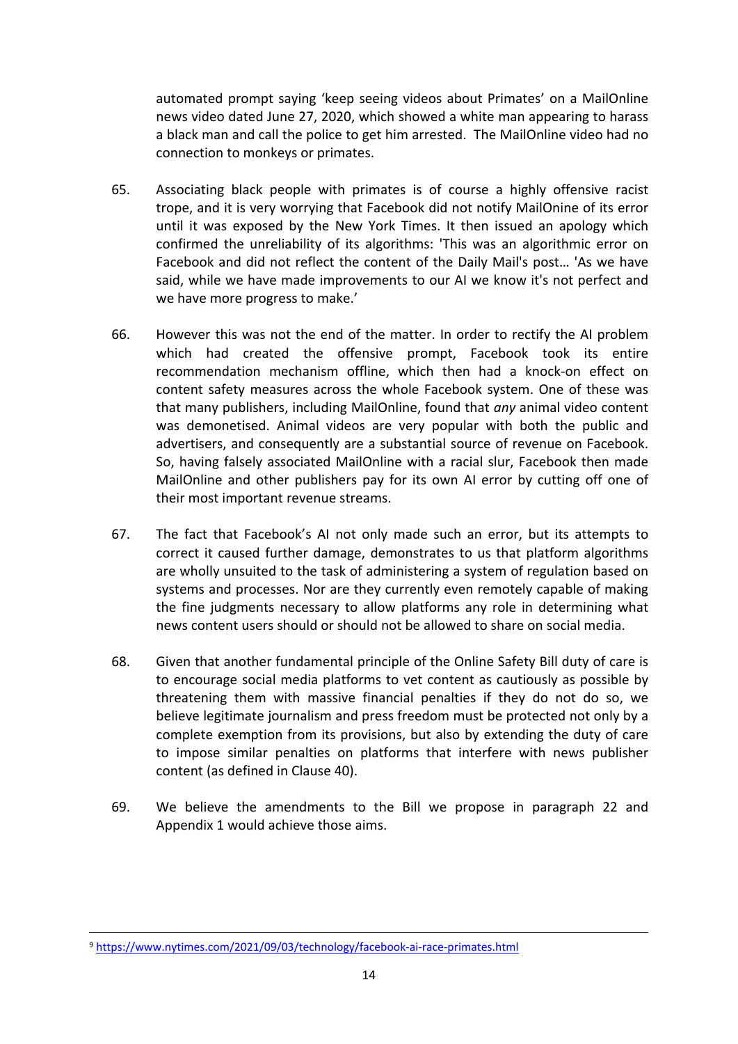automated prompt saying 'keep seeing videos about Primates' on a MailOnline news video dated June 27, 2020, which showed a white man appearing to harass a black man and call the police to get him arrested. The MailOnline video had no connection to monkeys or primates.

65. Associating black people with primates is of course a highly offensive racist trope, and it is very worrying that Facebook did not notify MailOnine of its error until it was exposed by the New York Times. It then issued an apology which confirmed the unreliability of its algorithms: 'This was an algorithmic error on Facebook and did not reflect the content of the Daily Mail's post… 'As we have said, while we have made improvements to our AI we know it's not perfect and we have more progress to make.'

66. However this was not the end of the matter. In order to rectify the AI problem which had created the offensive prompt, Facebook took its entire recommendation mechanism offline, which then had a knock-on effect on content safety measures across the whole Facebook system. One of these was that many publishers, including MailOnline, found that *any* animal video content was demonetised. Animal videos are very popular with both the public and advertisers, and consequently are a substantial source of revenue on Facebook. So, having falsely associated MailOnline with a racial slur, Facebook then made MailOnline and other publishers pay for its own AI error by cutting off one of their most important revenue streams.

67. The fact that Facebook's AI not only made such an error, but its attempts to correct it caused further damage, demonstrates to us that platform algorithms are wholly unsuited to the task of administering a system of regulation based on systems and processes. Nor are they currently even remotely capable of making the fine judgments necessary to allow platforms any role in determining what news content users should or should not be allowed to share on social media.

68. Given that another fundamental principle of the Online Safety Bill duty of care is to encourage social media platforms to vet content as cautiously as possible by threatening them with massive financial penalties if they do not do so, we believe legitimate journalism and press freedom must be protected not only by a complete exemption from its provisions, but also by extending the duty of care to impose similar penalties on platforms that interfere with news publisher content (as defined in Clause 40).

69. We believe the amendments to the Bill we propose in paragraph 22 and Appendix 1 would achieve those aims.

---

[9] https://www.nytimes.com/2021/09/03/technology/facebook-ai-race-primates.html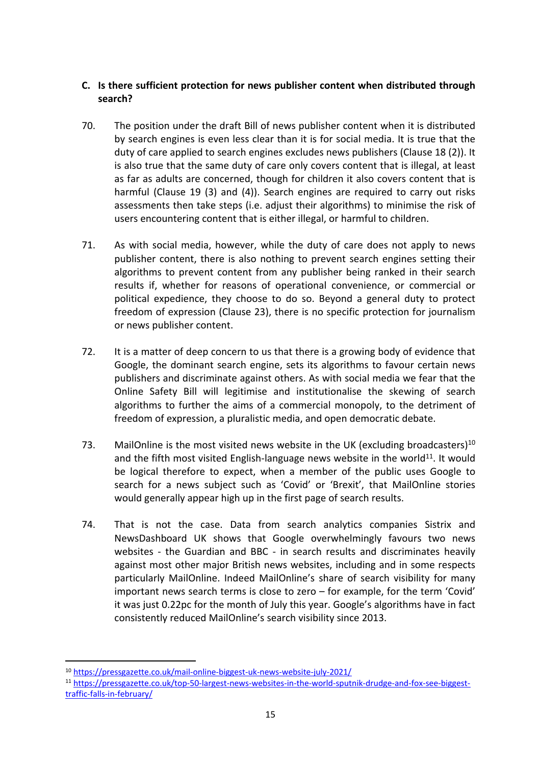**C. Is there sufficient protection for news publisher content when distributed through search?**

70. The position under the draft Bill of news publisher content when it is distributed by search engines is even less clear than it is for social media. It is true that the duty of care applied to search engines excludes news publishers (Clause 18 (2)). It is also true that the same duty of care only covers content that is illegal, at least as far as adults are concerned, though for children it also covers content that is harmful (Clause 19 (3) and (4)). Search engines are required to carry out risks assessments then take steps (i.e. adjust their algorithms) to minimise the risk of users encountering content that is either illegal, or harmful to children.

71. As with social media, however, while the duty of care does not apply to news publisher content, there is also nothing to prevent search engines setting their algorithms to prevent content from any publisher being ranked in their search results if, whether for reasons of operational convenience, or commercial or political expedience, they choose to do so. Beyond a general duty to protect freedom of expression (Clause 23), there is no specific protection for journalism or news publisher content.

72. It is a matter of deep concern to us that there is a growing body of evidence that Google, the dominant search engine, sets its algorithms to favour certain news publishers and discriminate against others. As with social media we fear that the Online Safety Bill will legitimise and institutionalise the skewing of search algorithms to further the aims of a commercial monopoly, to the detriment of freedom of expression, a pluralistic media, and open democratic debate.

73. MailOnline is the most visited news website in the UK (excluding broadcasters)[10] and the fifth most visited English-language news website in the world[11]. It would be logical therefore to expect, when a member of the public uses Google to search for a news subject such as 'Covid' or 'Brexit', that MailOnline stories would generally appear high up in the first page of search results.

74. That is not the case. Data from search analytics companies Sistrix and NewsDashboard UK shows that Google overwhelmingly favours two news websites - the Guardian and BBC - in search results and discriminates heavily against most other major British news websites, including and in some respects particularly MailOnline. Indeed MailOnline's share of search visibility for many important news search terms is close to zero – for example, for the term 'Covid' it was just 0.22pc for the month of July this year. Google's algorithms have in fact consistently reduced MailOnline's search visibility since 2013.

---

[10] https://pressgazette.co.uk/mail-online-biggest-uk-news-website-july-2021/

[11] https://pressgazette.co.uk/top-50-largest-news-websites-in-the-world-sputnik-drudge-and-fox-see-biggest-traffic-falls-in-february/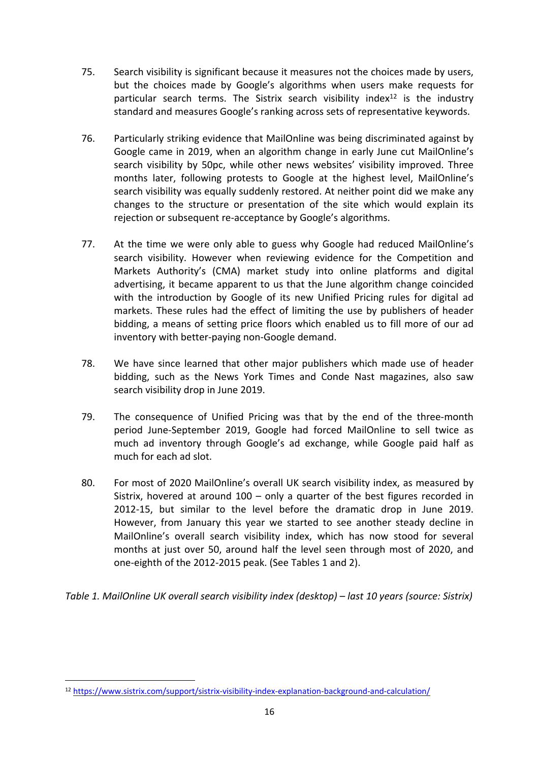75. Search visibility is significant because it measures not the choices made by users, but the choices made by Google's algorithms when users make requests for particular search terms. The Sistrix search visibility index[12] is the industry standard and measures Google's ranking across sets of representative keywords.

76. Particularly striking evidence that MailOnline was being discriminated against by Google came in 2019, when an algorithm change in early June cut MailOnline's search visibility by 50pc, while other news websites' visibility improved. Three months later, following protests to Google at the highest level, MailOnline's search visibility was equally suddenly restored. At neither point did we make any changes to the structure or presentation of the site which would explain its rejection or subsequent re-acceptance by Google's algorithms.

77. At the time we were only able to guess why Google had reduced MailOnline's search visibility. However when reviewing evidence for the Competition and Markets Authority's (CMA) market study into online platforms and digital advertising, it became apparent to us that the June algorithm change coincided with the introduction by Google of its new Unified Pricing rules for digital ad markets. These rules had the effect of limiting the use by publishers of header bidding, a means of setting price floors which enabled us to fill more of our ad inventory with better-paying non-Google demand.

78. We have since learned that other major publishers which made use of header bidding, such as the News York Times and Conde Nast magazines, also saw search visibility drop in June 2019.

79. The consequence of Unified Pricing was that by the end of the three-month period June-September 2019, Google had forced MailOnline to sell twice as much ad inventory through Google's ad exchange, while Google paid half as much for each ad slot.

80. For most of 2020 MailOnline's overall UK search visibility index, as measured by Sistrix, hovered at around 100 – only a quarter of the best figures recorded in 2012-15, but similar to the level before the dramatic drop in June 2019. However, from January this year we started to see another steady decline in MailOnline's overall search visibility index, which has now stood for several months at just over 50, around half the level seen through most of 2020, and one-eighth of the 2012-2015 peak. (See Tables 1 and 2).

*Table 1. MailOnline UK overall search visibility index (desktop) – last 10 years (source: Sistrix)*

[12] https://www.sistrix.com/support/sistrix-visibility-index-explanation-background-and-calculation/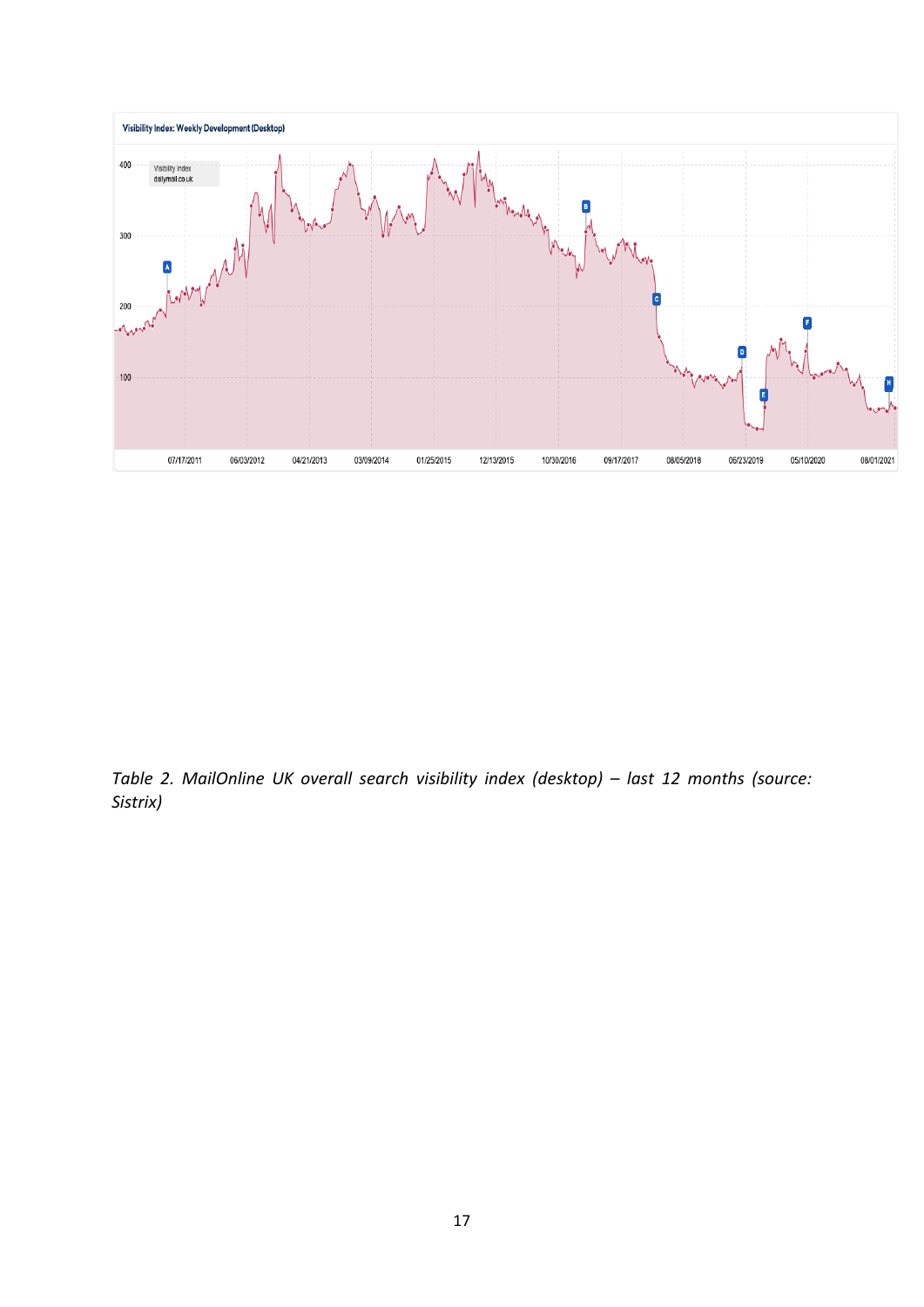*Table 2. MailOnline UK overall search visibility index (desktop) – last 12 months (source: Sistrix)*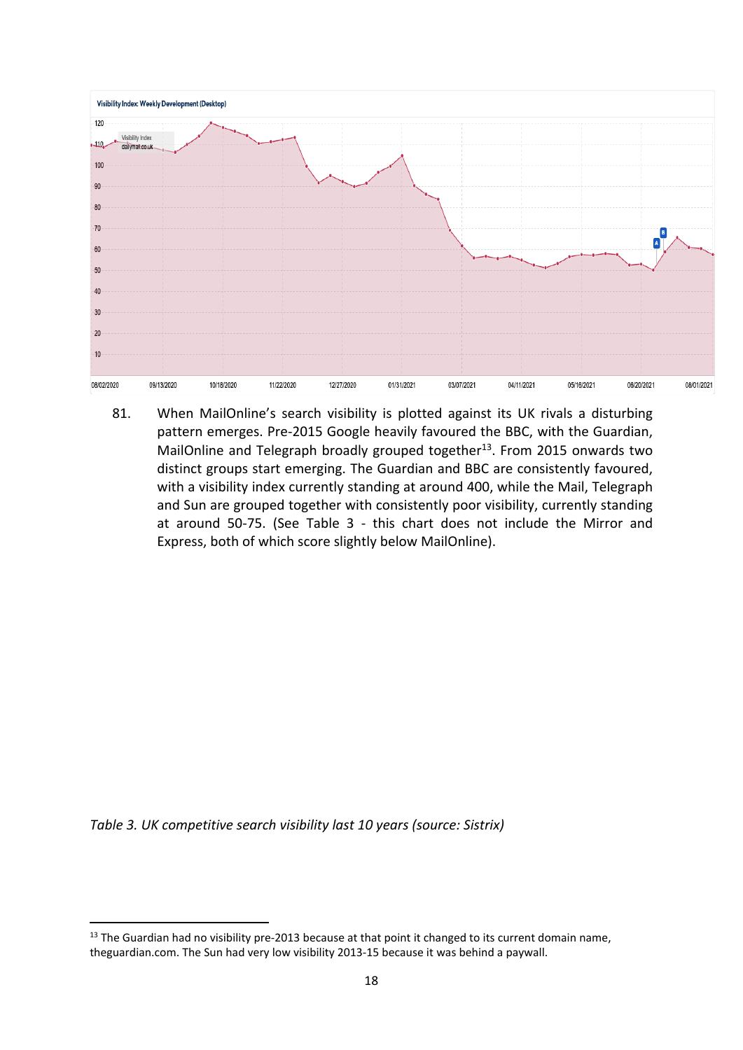81. When MailOnline's search visibility is plotted against its UK rivals a disturbing pattern emerges. Pre-2015 Google heavily favoured the BBC, with the Guardian, MailOnline and Telegraph broadly grouped together[13]. From 2015 onwards two distinct groups start emerging. The Guardian and BBC are consistently favoured, with a visibility index currently standing at around 400, while the Mail, Telegraph and Sun are grouped together with consistently poor visibility, currently standing at around 50-75. (See Table 3 - this chart does not include the Mirror and Express, both of which score slightly below MailOnline).

*Table 3. UK competitive search visibility last 10 years (source: Sistrix)*

[13] The Guardian had no visibility pre-2013 because at that point it changed to its current domain name, theguardian.com. The Sun had very low visibility 2013-15 because it was behind a paywall.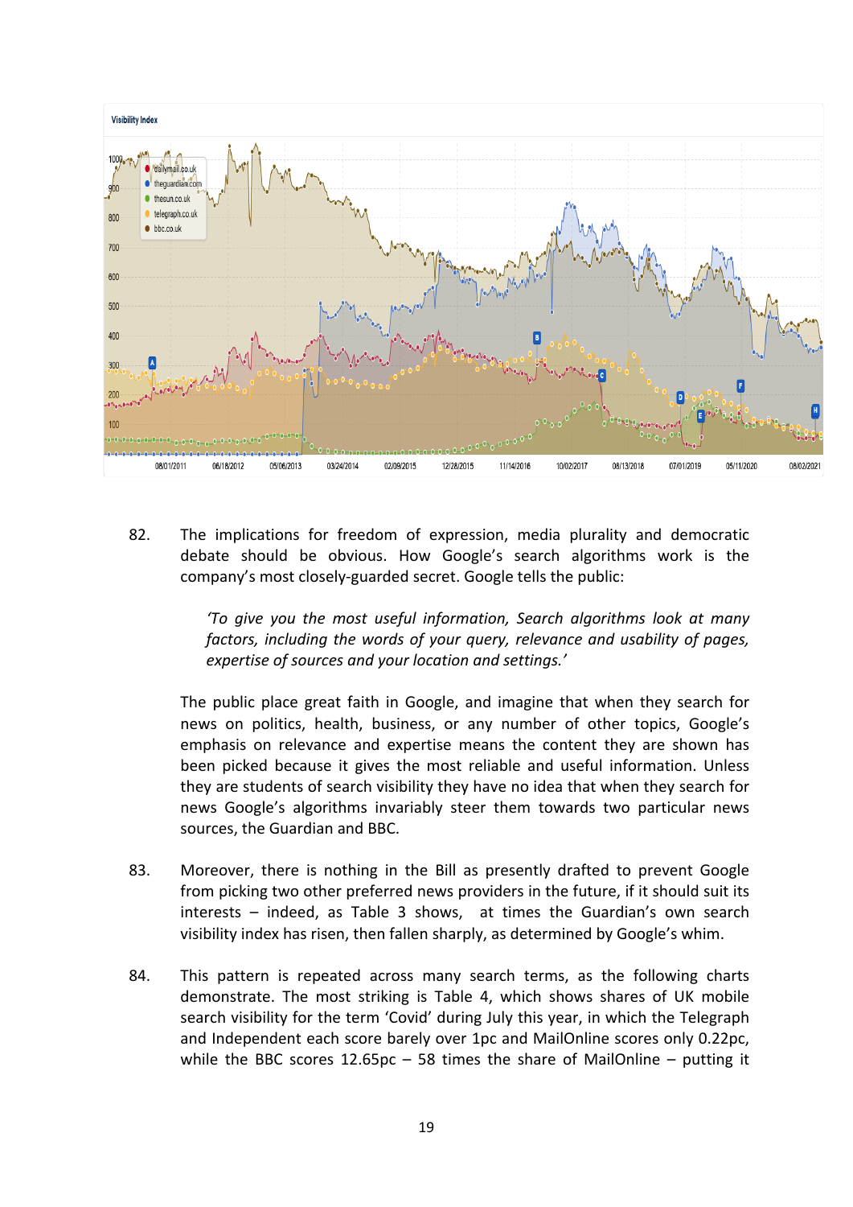Visibility Index

82. The implications for freedom of expression, media plurality and democratic debate should be obvious. How Google's search algorithms work is the company's most closely-guarded secret. Google tells the public:

> *'To give you the most useful information, Search algorithms look at many factors, including the words of your query, relevance and usability of pages, expertise of sources and your location and settings.'*

The public place great faith in Google, and imagine that when they search for news on politics, health, business, or any number of other topics, Google's emphasis on relevance and expertise means the content they are shown has been picked because it gives the most reliable and useful information. Unless they are students of search visibility they have no idea that when they search for news Google's algorithms invariably steer them towards two particular news sources, the Guardian and BBC.

83. Moreover, there is nothing in the Bill as presently drafted to prevent Google from picking two other preferred news providers in the future, if it should suit its interests – indeed, as Table 3 shows, at times the Guardian's own search visibility index has risen, then fallen sharply, as determined by Google's whim.

84. This pattern is repeated across many search terms, as the following charts demonstrate. The most striking is Table 4, which shows shares of UK mobile search visibility for the term 'Covid' during July this year, in which the Telegraph and Independent each score barely over 1pc and MailOnline scores only 0.22pc, while the BBC scores 12.65pc – 58 times the share of MailOnline – putting it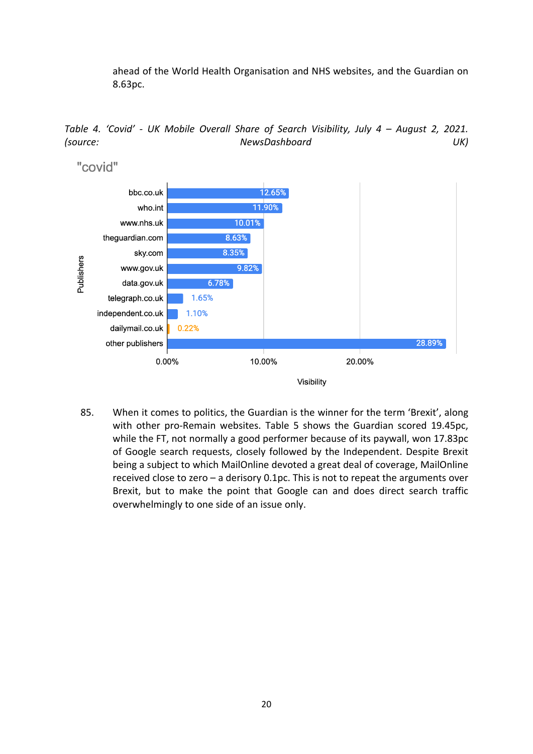ahead of the World Health Organisation and NHS websites, and the Guardian on 8.63pc.

*Table 4. 'Covid' - UK Mobile Overall Share of Search Visibility, July 4 – August 2, 2021. (source: NewsDashboard UK)*

"covid"

| Publishers | Visibility |
|---|---|
| bbc.co.uk | 12.65% |
| who.int | 11.90% |
| www.nhs.uk | 10.01% |
| theguardian.com | 8.63% |
| sky.com | 8.35% |
| www.gov.uk | 9.82% |
| data.gov.uk | 6.78% |
| telegraph.co.uk | 1.65% |
| independent.co.uk | 1.10% |
| dailymail.co.uk | 0.22% |
| other publishers | 28.89% |

85. When it comes to politics, the Guardian is the winner for the term 'Brexit', along with other pro-Remain websites. Table 5 shows the Guardian scored 19.45pc, while the FT, not normally a good performer because of its paywall, won 17.83pc of Google search requests, closely followed by the Independent. Despite Brexit being a subject to which MailOnline devoted a great deal of coverage, MailOnline received close to zero – a derisory 0.1pc. This is not to repeat the arguments over Brexit, but to make the point that Google can and does direct search traffic overwhelmingly to one side of an issue only.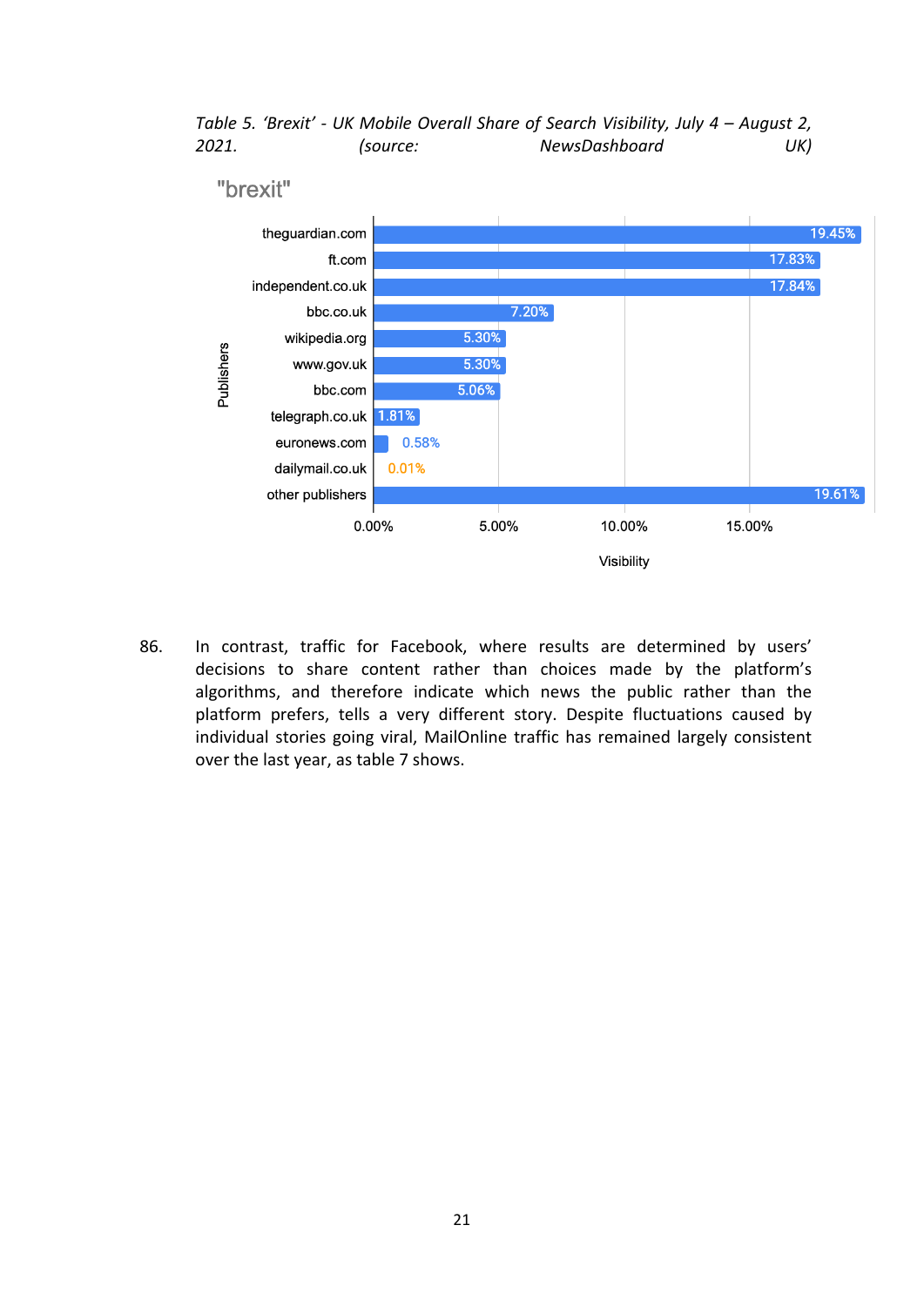*Table 5. 'Brexit' - UK Mobile Overall Share of Search Visibility, July 4 – August 2, 2021. (source: NewsDashboard UK)*

"brexit"

| Publishers | Visibility |
|---|---|
| theguardian.com | 19.45% |
| ft.com | 17.83% |
| independent.co.uk | 17.84% |
| bbc.co.uk | 7.20% |
| wikipedia.org | 5.30% |
| www.gov.uk | 5.30% |
| bbc.com | 5.06% |
| telegraph.co.uk | 1.81% |
| euronews.com | 0.58% |
| dailymail.co.uk | 0.01% |
| other publishers | 19.61% |

86. In contrast, traffic for Facebook, where results are determined by users' decisions to share content rather than choices made by the platform's algorithms, and therefore indicate which news the public rather than the platform prefers, tells a very different story. Despite fluctuations caused by individual stories going viral, MailOnline traffic has remained largely consistent over the last year, as table 7 shows.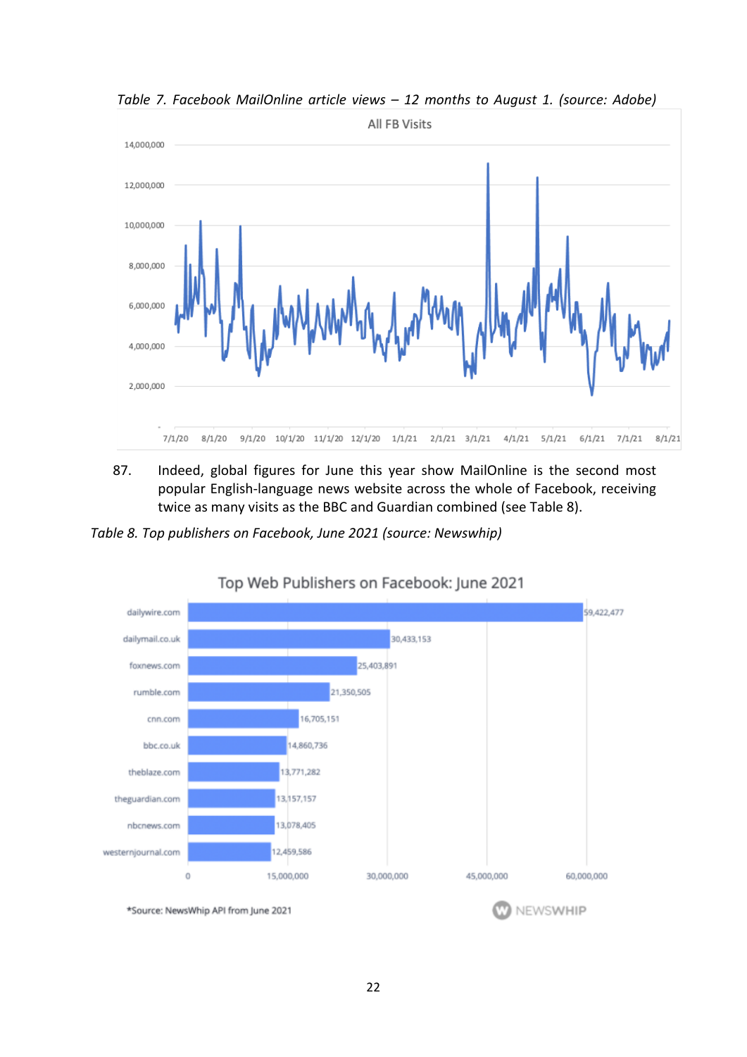*Table 7. Facebook MailOnline article views – 12 months to August 1. (source: Adobe)*

87. Indeed, global figures for June this year show MailOnline is the second most popular English-language news website across the whole of Facebook, receiving twice as many visits as the BBC and Guardian combined (see Table 8).

*Table 8. Top publishers on Facebook, June 2021 (source: Newswhip)*

| Top Web Publishers on Facebook: June 2021 | |
|---|---|
| dailywire.com | 59,422,477 |
| dailymail.co.uk | 30,433,153 |
| foxnews.com | 25,403,891 |
| rumble.com | 21,350,505 |
| cnn.com | 16,705,151 |
| bbc.co.uk | 14,860,736 |
| theblaze.com | 13,771,282 |
| theguardian.com | 13,157,157 |
| nbcnews.com | 13,078,405 |
| westernjournal.com | 12,459,586 |

*Source: NewsWhip API from June 2021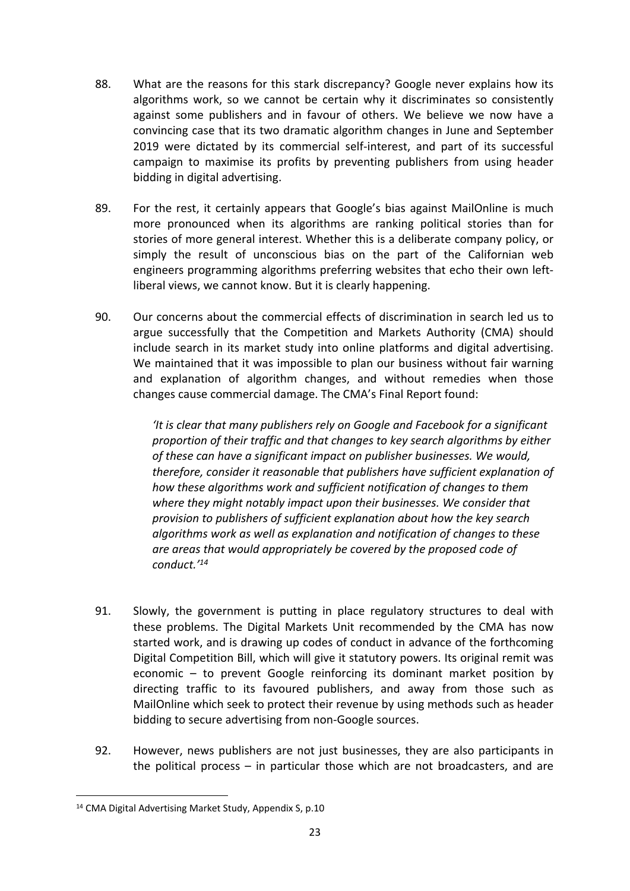88. What are the reasons for this stark discrepancy? Google never explains how its algorithms work, so we cannot be certain why it discriminates so consistently against some publishers and in favour of others. We believe we now have a convincing case that its two dramatic algorithm changes in June and September 2019 were dictated by its commercial self-interest, and part of its successful campaign to maximise its profits by preventing publishers from using header bidding in digital advertising.

89. For the rest, it certainly appears that Google's bias against MailOnline is much more pronounced when its algorithms are ranking political stories than for stories of more general interest. Whether this is a deliberate company policy, or simply the result of unconscious bias on the part of the Californian web engineers programming algorithms preferring websites that echo their own left-liberal views, we cannot know. But it is clearly happening.

90. Our concerns about the commercial effects of discrimination in search led us to argue successfully that the Competition and Markets Authority (CMA) should include search in its market study into online platforms and digital advertising. We maintained that it was impossible to plan our business without fair warning and explanation of algorithm changes, and without remedies when those changes cause commercial damage. The CMA's Final Report found:

    *'It is clear that many publishers rely on Google and Facebook for a significant proportion of their traffic and that changes to key search algorithms by either of these can have a significant impact on publisher businesses. We would, therefore, consider it reasonable that publishers have sufficient explanation of how these algorithms work and sufficient notification of changes to them where they might notably impact upon their businesses. We consider that provision to publishers of sufficient explanation about how the key search algorithms work as well as explanation and notification of changes to these are areas that would appropriately be covered by the proposed code of conduct.'*[14]

91. Slowly, the government is putting in place regulatory structures to deal with these problems. The Digital Markets Unit recommended by the CMA has now started work, and is drawing up codes of conduct in advance of the forthcoming Digital Competition Bill, which will give it statutory powers. Its original remit was economic – to prevent Google reinforcing its dominant market position by directing traffic to its favoured publishers, and away from those such as MailOnline which seek to protect their revenue by using methods such as header bidding to secure advertising from non-Google sources.

92. However, news publishers are not just businesses, they are also participants in the political process – in particular those which are not broadcasters, and are

[14] CMA Digital Advertising Market Study, Appendix S, p.10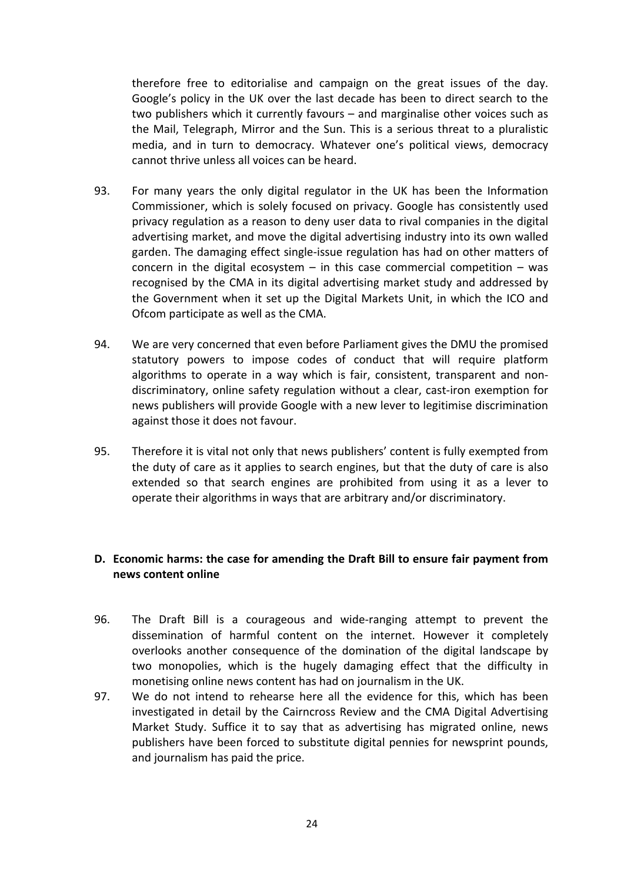therefore free to editorialise and campaign on the great issues of the day. Google's policy in the UK over the last decade has been to direct search to the two publishers which it currently favours – and marginalise other voices such as the Mail, Telegraph, Mirror and the Sun. This is a serious threat to a pluralistic media, and in turn to democracy. Whatever one's political views, democracy cannot thrive unless all voices can be heard.

93. For many years the only digital regulator in the UK has been the Information Commissioner, which is solely focused on privacy. Google has consistently used privacy regulation as a reason to deny user data to rival companies in the digital advertising market, and move the digital advertising industry into its own walled garden. The damaging effect single-issue regulation has had on other matters of concern in the digital ecosystem – in this case commercial competition – was recognised by the CMA in its digital advertising market study and addressed by the Government when it set up the Digital Markets Unit, in which the ICO and Ofcom participate as well as the CMA.

94. We are very concerned that even before Parliament gives the DMU the promised statutory powers to impose codes of conduct that will require platform algorithms to operate in a way which is fair, consistent, transparent and non-discriminatory, online safety regulation without a clear, cast-iron exemption for news publishers will provide Google with a new lever to legitimise discrimination against those it does not favour.

95. Therefore it is vital not only that news publishers' content is fully exempted from the duty of care as it applies to search engines, but that the duty of care is also extended so that search engines are prohibited from using it as a lever to operate their algorithms in ways that are arbitrary and/or discriminatory.

**D. Economic harms: the case for amending the Draft Bill to ensure fair payment from news content online**

96. The Draft Bill is a courageous and wide-ranging attempt to prevent the dissemination of harmful content on the internet. However it completely overlooks another consequence of the domination of the digital landscape by two monopolies, which is the hugely damaging effect that the difficulty in monetising online news content has had on journalism in the UK.

97. We do not intend to rehearse here all the evidence for this, which has been investigated in detail by the Cairncross Review and the CMA Digital Advertising Market Study. Suffice it to say that as advertising has migrated online, news publishers have been forced to substitute digital pennies for newsprint pounds, and journalism has paid the price.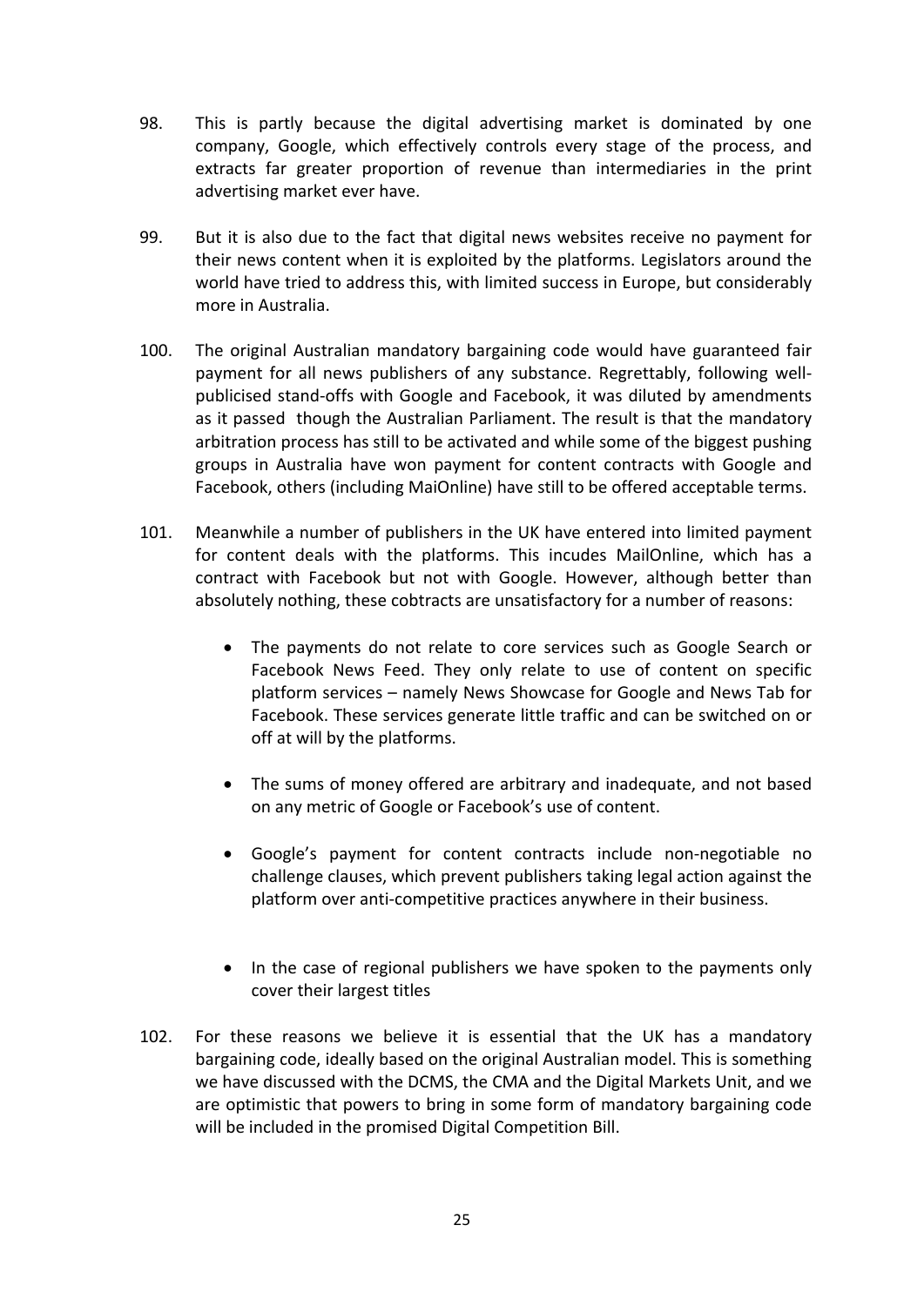98. This is partly because the digital advertising market is dominated by one company, Google, which effectively controls every stage of the process, and extracts far greater proportion of revenue than intermediaries in the print advertising market ever have.

99. But it is also due to the fact that digital news websites receive no payment for their news content when it is exploited by the platforms. Legislators around the world have tried to address this, with limited success in Europe, but considerably more in Australia.

100. The original Australian mandatory bargaining code would have guaranteed fair payment for all news publishers of any substance. Regrettably, following well-publicised stand-offs with Google and Facebook, it was diluted by amendments as it passed though the Australian Parliament. The result is that the mandatory arbitration process has still to be activated and while some of the biggest pushing groups in Australia have won payment for content contracts with Google and Facebook, others (including MaiOnline) have still to be offered acceptable terms.

101. Meanwhile a number of publishers in the UK have entered into limited payment for content deals with the platforms. This incudes MailOnline, which has a contract with Facebook but not with Google. However, although better than absolutely nothing, these cobtracts are unsatisfactory for a number of reasons:

    - The payments do not relate to core services such as Google Search or Facebook News Feed. They only relate to use of content on specific platform services – namely News Showcase for Google and News Tab for Facebook. These services generate little traffic and can be switched on or off at will by the platforms.
    - The sums of money offered are arbitrary and inadequate, and not based on any metric of Google or Facebook's use of content.
    - Google's payment for content contracts include non-negotiable no challenge clauses, which prevent publishers taking legal action against the platform over anti-competitive practices anywhere in their business.
    - In the case of regional publishers we have spoken to the payments only cover their largest titles

102. For these reasons we believe it is essential that the UK has a mandatory bargaining code, ideally based on the original Australian model. This is something we have discussed with the DCMS, the CMA and the Digital Markets Unit, and we are optimistic that powers to bring in some form of mandatory bargaining code will be included in the promised Digital Competition Bill.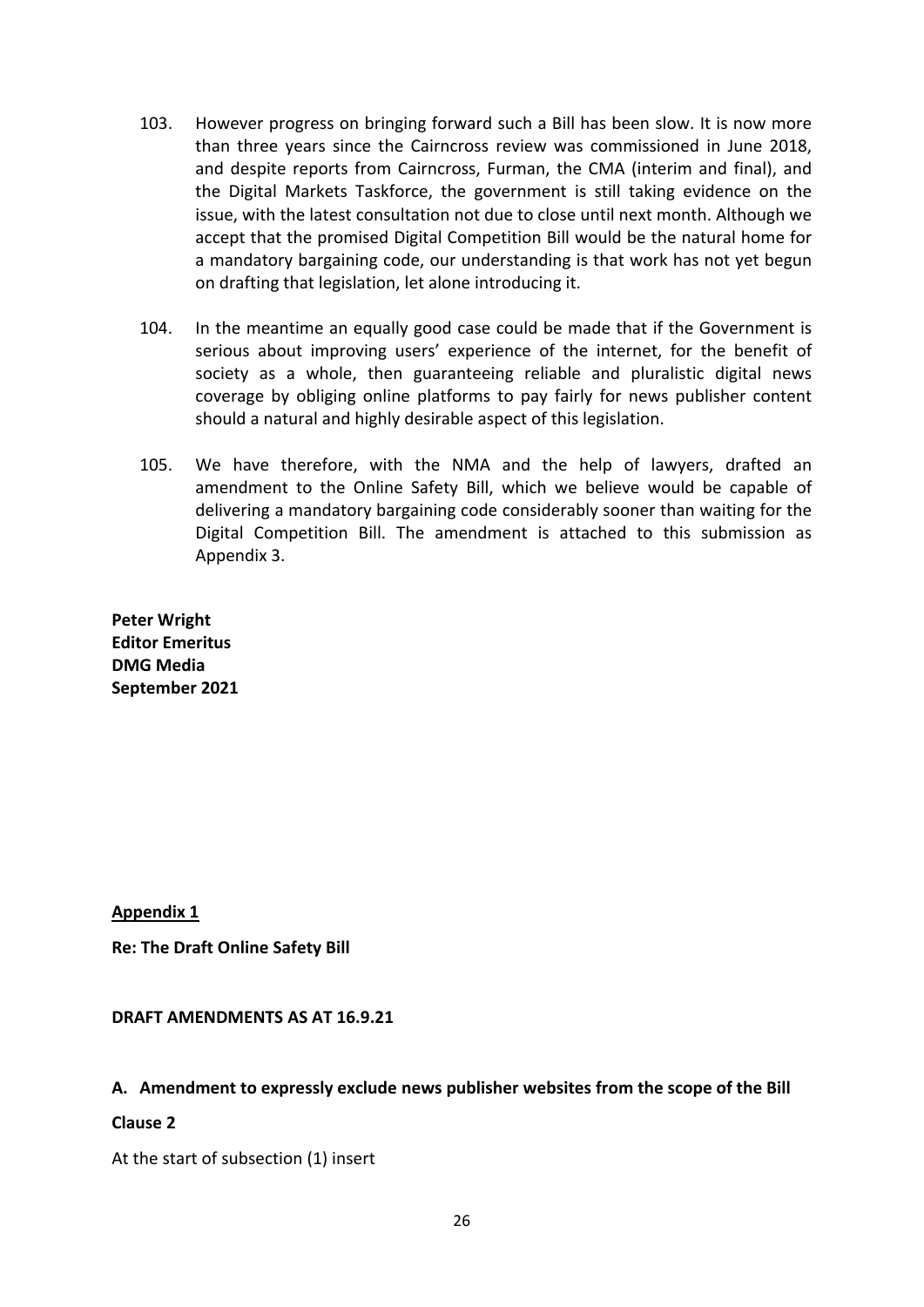103. However progress on bringing forward such a Bill has been slow. It is now more than three years since the Cairncross review was commissioned in June 2018, and despite reports from Cairncross, Furman, the CMA (interim and final), and the Digital Markets Taskforce, the government is still taking evidence on the issue, with the latest consultation not due to close until next month. Although we accept that the promised Digital Competition Bill would be the natural home for a mandatory bargaining code, our understanding is that work has not yet begun on drafting that legislation, let alone introducing it.

104. In the meantime an equally good case could be made that if the Government is serious about improving users' experience of the internet, for the benefit of society as a whole, then guaranteeing reliable and pluralistic digital news coverage by obliging online platforms to pay fairly for news publisher content should a natural and highly desirable aspect of this legislation.

105. We have therefore, with the NMA and the help of lawyers, drafted an amendment to the Online Safety Bill, which we believe would be capable of delivering a mandatory bargaining code considerably sooner than waiting for the Digital Competition Bill. The amendment is attached to this submission as Appendix 3.

**Peter Wright**
**Editor Emeritus**
**DMG Media**
**September 2021**

**<u>Appendix 1</u>**

**Re: The Draft Online Safety Bill**

**DRAFT AMENDMENTS AS AT 16.9.21**

**A. Amendment to expressly exclude news publisher websites from the scope of the Bill**

**Clause 2**

At the start of subsection (1) insert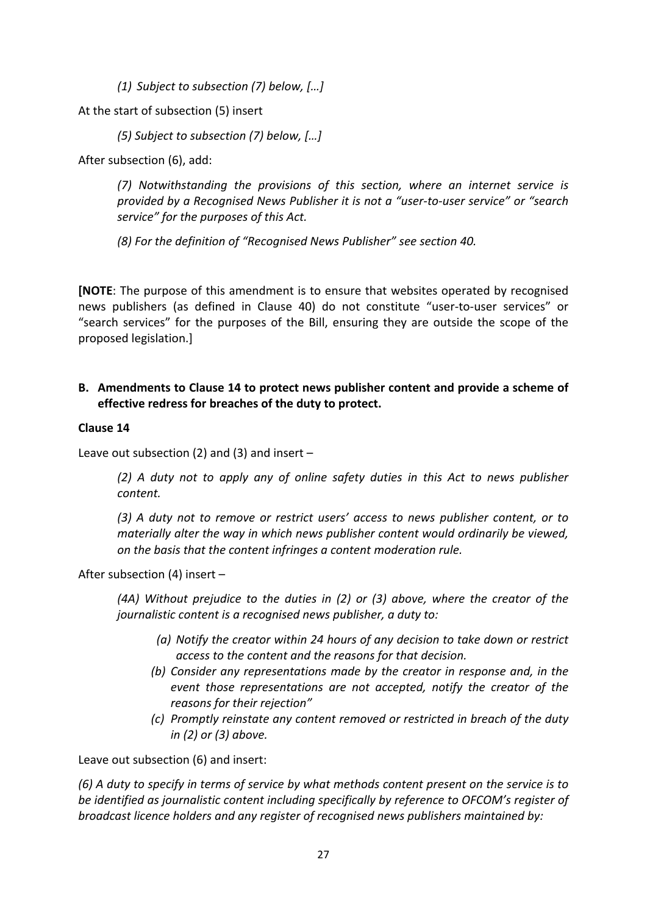*(1) Subject to subsection (7) below, […]*

At the start of subsection (5) insert

*(5) Subject to subsection (7) below, […]*

After subsection (6), add:

*(7) Notwithstanding the provisions of this section, where an internet service is provided by a Recognised News Publisher it is not a "user-to-user service" or "search service" for the purposes of this Act.*

*(8) For the definition of "Recognised News Publisher" see section 40.*

**[NOTE**: The purpose of this amendment is to ensure that websites operated by recognised news publishers (as defined in Clause 40) do not constitute "user-to-user services" or "search services" for the purposes of the Bill, ensuring they are outside the scope of the proposed legislation.]

**B. Amendments to Clause 14 to protect news publisher content and provide a scheme of effective redress for breaches of the duty to protect.**

**Clause 14**

Leave out subsection (2) and (3) and insert –

*(2) A duty not to apply any of online safety duties in this Act to news publisher content.*

*(3) A duty not to remove or restrict users' access to news publisher content, or to materially alter the way in which news publisher content would ordinarily be viewed, on the basis that the content infringes a content moderation rule.*

After subsection (4) insert –

*(4A) Without prejudice to the duties in (2) or (3) above, where the creator of the journalistic content is a recognised news publisher, a duty to:*

*(a) Notify the creator within 24 hours of any decision to take down or restrict access to the content and the reasons for that decision.*

*(b) Consider any representations made by the creator in response and, in the event those representations are not accepted, notify the creator of the reasons for their rejection"*

*(c) Promptly reinstate any content removed or restricted in breach of the duty in (2) or (3) above.*

Leave out subsection (6) and insert:

*(6) A duty to specify in terms of service by what methods content present on the service is to be identified as journalistic content including specifically by reference to OFCOM's register of broadcast licence holders and any register of recognised news publishers maintained by:*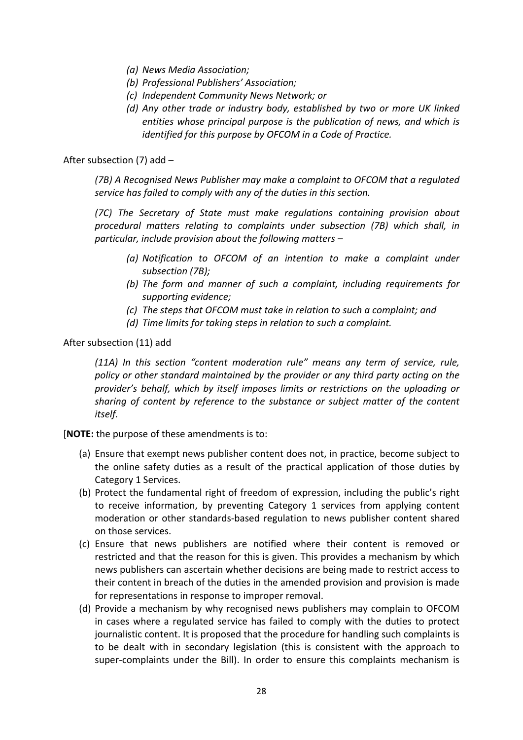*(a) News Media Association;*

*(b) Professional Publishers' Association;*

*(c) Independent Community News Network; or*

*(d) Any other trade or industry body, established by two or more UK linked entities whose principal purpose is the publication of news, and which is identified for this purpose by OFCOM in a Code of Practice.*

After subsection (7) add –

> *(7B) A Recognised News Publisher may make a complaint to OFCOM that a regulated service has failed to comply with any of the duties in this section.*
>
> *(7C) The Secretary of State must make regulations containing provision about procedural matters relating to complaints under subsection (7B) which shall, in particular, include provision about the following matters –*
>
> *(a) Notification to OFCOM of an intention to make a complaint under subsection (7B);*
>
> *(b) The form and manner of such a complaint, including requirements for supporting evidence;*
>
> *(c) The steps that OFCOM must take in relation to such a complaint; and*
>
> *(d) Time limits for taking steps in relation to such a complaint.*

After subsection (11) add

> *(11A) In this section "content moderation rule" means any term of service, rule, policy or other standard maintained by the provider or any third party acting on the provider's behalf, which by itself imposes limits or restrictions on the uploading or sharing of content by reference to the substance or subject matter of the content itself.*

[**NOTE:** the purpose of these amendments is to:

(a) Ensure that exempt news publisher content does not, in practice, become subject to the online safety duties as a result of the practical application of those duties by Category 1 Services.

(b) Protect the fundamental right of freedom of expression, including the public's right to receive information, by preventing Category 1 services from applying content moderation or other standards-based regulation to news publisher content shared on those services.

(c) Ensure that news publishers are notified where their content is removed or restricted and that the reason for this is given. This provides a mechanism by which news publishers can ascertain whether decisions are being made to restrict access to their content in breach of the duties in the amended provision and provision is made for representations in response to improper removal.

(d) Provide a mechanism by why recognised news publishers may complain to OFCOM in cases where a regulated service has failed to comply with the duties to protect journalistic content. It is proposed that the procedure for handling such complaints is to be dealt with in secondary legislation (this is consistent with the approach to super-complaints under the Bill). In order to ensure this complaints mechanism is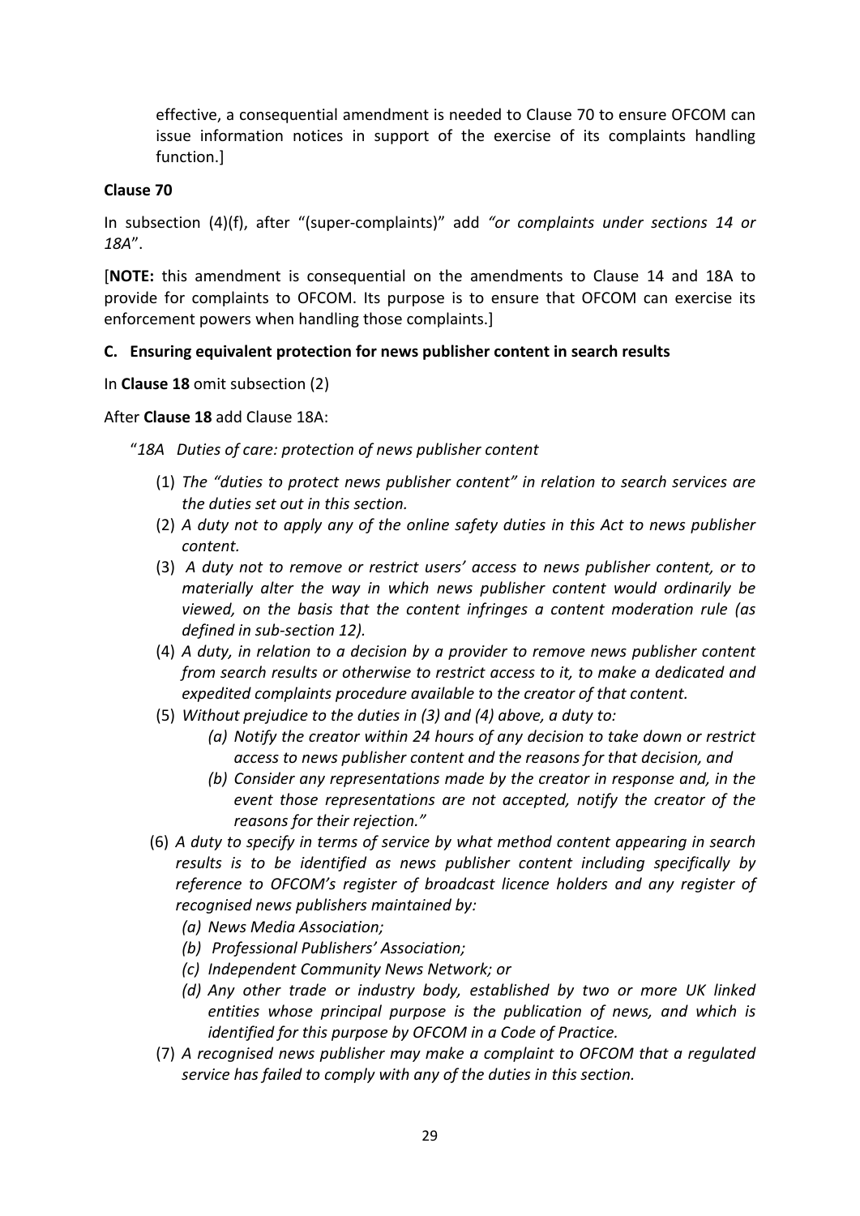effective, a consequential amendment is needed to Clause 70 to ensure OFCOM can issue information notices in support of the exercise of its complaints handling function.]

**Clause 70**

In subsection (4)(f), after "(super-complaints)" add *"or complaints under sections 14 or 18A*".

[**NOTE:** this amendment is consequential on the amendments to Clause 14 and 18A to provide for complaints to OFCOM. Its purpose is to ensure that OFCOM can exercise its enforcement powers when handling those complaints.]

**C. Ensuring equivalent protection for news publisher content in search results**

In **Clause 18** omit subsection (2)

After **Clause 18** add Clause 18A:

"*18A Duties of care: protection of news publisher content*

(1) *The "duties to protect news publisher content" in relation to search services are the duties set out in this section.*

(2) *A duty not to apply any of the online safety duties in this Act to news publisher content.*

(3) *A duty not to remove or restrict users' access to news publisher content, or to materially alter the way in which news publisher content would ordinarily be viewed, on the basis that the content infringes a content moderation rule (as defined in sub-section 12).*

(4) *A duty, in relation to a decision by a provider to remove news publisher content from search results or otherwise to restrict access to it, to make a dedicated and expedited complaints procedure available to the creator of that content.*

(5) *Without prejudice to the duties in (3) and (4) above, a duty to:*
   - *(a) Notify the creator within 24 hours of any decision to take down or restrict access to news publisher content and the reasons for that decision, and*
   - *(b) Consider any representations made by the creator in response and, in the event those representations are not accepted, notify the creator of the reasons for their rejection."*

(6) *A duty to specify in terms of service by what method content appearing in search results is to be identified as news publisher content including specifically by reference to OFCOM's register of broadcast licence holders and any register of recognised news publishers maintained by:*
   - *(a) News Media Association;*
   - *(b) Professional Publishers' Association;*
   - *(c) Independent Community News Network; or*
   - *(d) Any other trade or industry body, established by two or more UK linked entities whose principal purpose is the publication of news, and which is identified for this purpose by OFCOM in a Code of Practice.*

(7) *A recognised news publisher may make a complaint to OFCOM that a regulated service has failed to comply with any of the duties in this section.*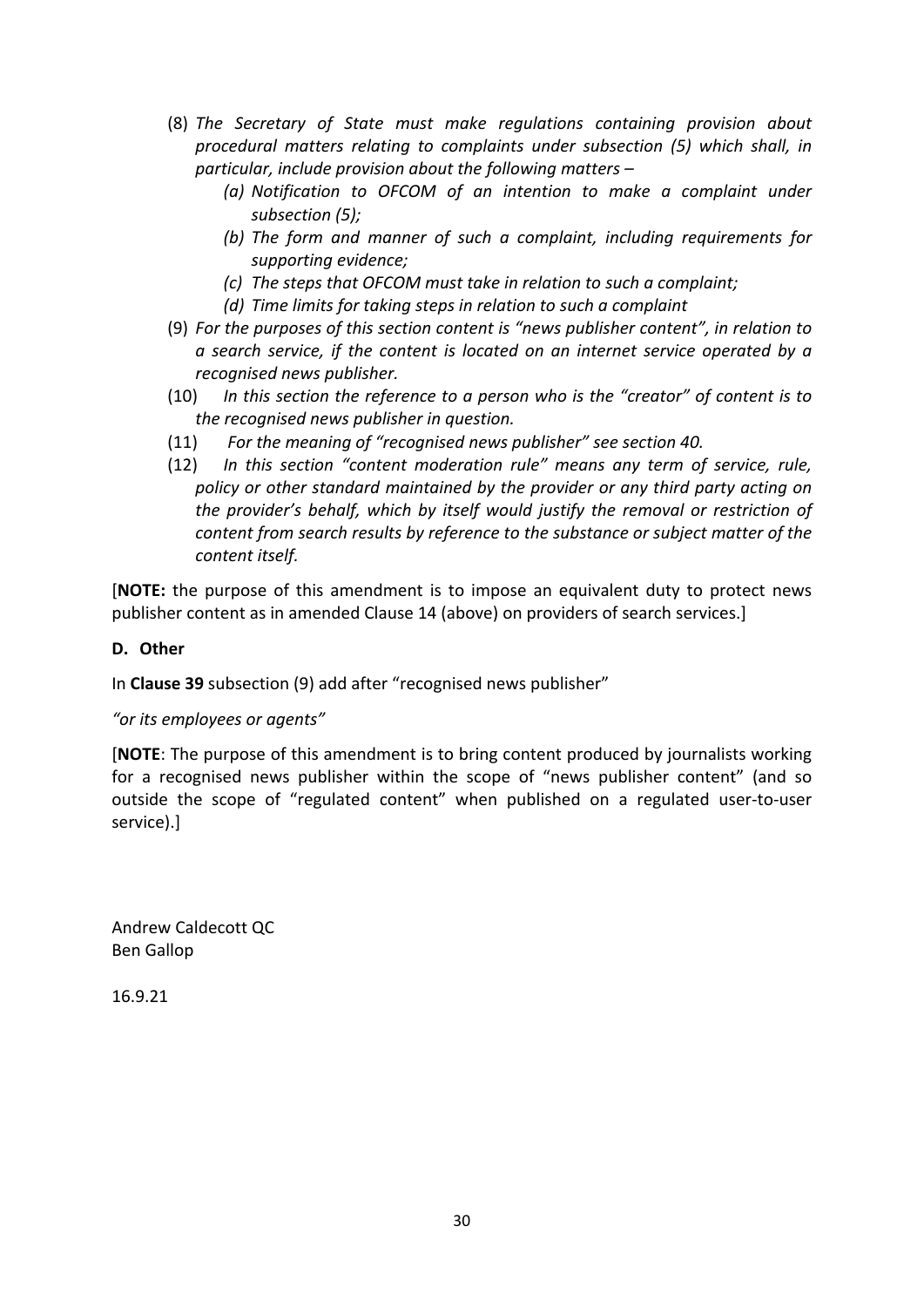(8) *The Secretary of State must make regulations containing provision about procedural matters relating to complaints under subsection (5) which shall, in particular, include provision about the following matters –*

   *(a) Notification to OFCOM of an intention to make a complaint under subsection (5);*

   *(b) The form and manner of such a complaint, including requirements for supporting evidence;*

   *(c) The steps that OFCOM must take in relation to such a complaint;*

   *(d) Time limits for taking steps in relation to such a complaint*

(9) *For the purposes of this section content is "news publisher content", in relation to a search service, if the content is located on an internet service operated by a recognised news publisher.*

(10) *In this section the reference to a person who is the "creator" of content is to the recognised news publisher in question.*

(11) *For the meaning of "recognised news publisher" see section 40.*

(12) *In this section "content moderation rule" means any term of service, rule, policy or other standard maintained by the provider or any third party acting on the provider's behalf, which by itself would justify the removal or restriction of content from search results by reference to the substance or subject matter of the content itself.*

[**NOTE:** the purpose of this amendment is to impose an equivalent duty to protect news publisher content as in amended Clause 14 (above) on providers of search services.]

**D. Other**

In **Clause 39** subsection (9) add after "recognised news publisher"

*"or its employees or agents"*

[**NOTE**: The purpose of this amendment is to bring content produced by journalists working for a recognised news publisher within the scope of "news publisher content" (and so outside the scope of "regulated content" when published on a regulated user-to-user service).]

Andrew Caldecott QC
Ben Gallop

16.9.21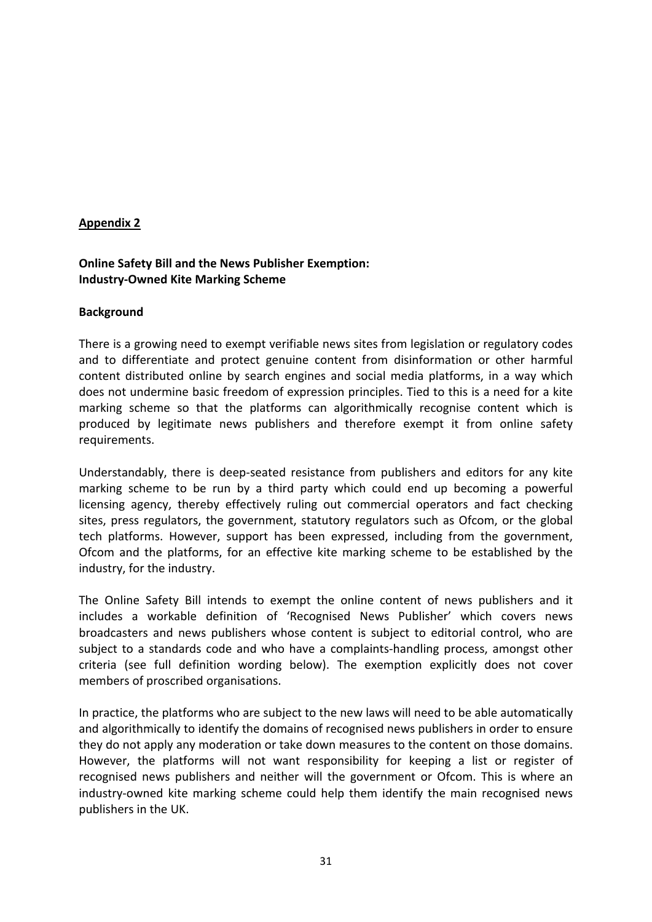## Appendix 2

**Online Safety Bill and the News Publisher Exemption: Industry-Owned Kite Marking Scheme**

**Background**

There is a growing need to exempt verifiable news sites from legislation or regulatory codes and to differentiate and protect genuine content from disinformation or other harmful content distributed online by search engines and social media platforms, in a way which does not undermine basic freedom of expression principles. Tied to this is a need for a kite marking scheme so that the platforms can algorithmically recognise content which is produced by legitimate news publishers and therefore exempt it from online safety requirements.

Understandably, there is deep-seated resistance from publishers and editors for any kite marking scheme to be run by a third party which could end up becoming a powerful licensing agency, thereby effectively ruling out commercial operators and fact checking sites, press regulators, the government, statutory regulators such as Ofcom, or the global tech platforms. However, support has been expressed, including from the government, Ofcom and the platforms, for an effective kite marking scheme to be established by the industry, for the industry.

The Online Safety Bill intends to exempt the online content of news publishers and it includes a workable definition of 'Recognised News Publisher' which covers news broadcasters and news publishers whose content is subject to editorial control, who are subject to a standards code and who have a complaints-handling process, amongst other criteria (see full definition wording below). The exemption explicitly does not cover members of proscribed organisations.

In practice, the platforms who are subject to the new laws will need to be able automatically and algorithmically to identify the domains of recognised news publishers in order to ensure they do not apply any moderation or take down measures to the content on those domains. However, the platforms will not want responsibility for keeping a list or register of recognised news publishers and neither will the government or Ofcom. This is where an industry-owned kite marking scheme could help them identify the main recognised news publishers in the UK.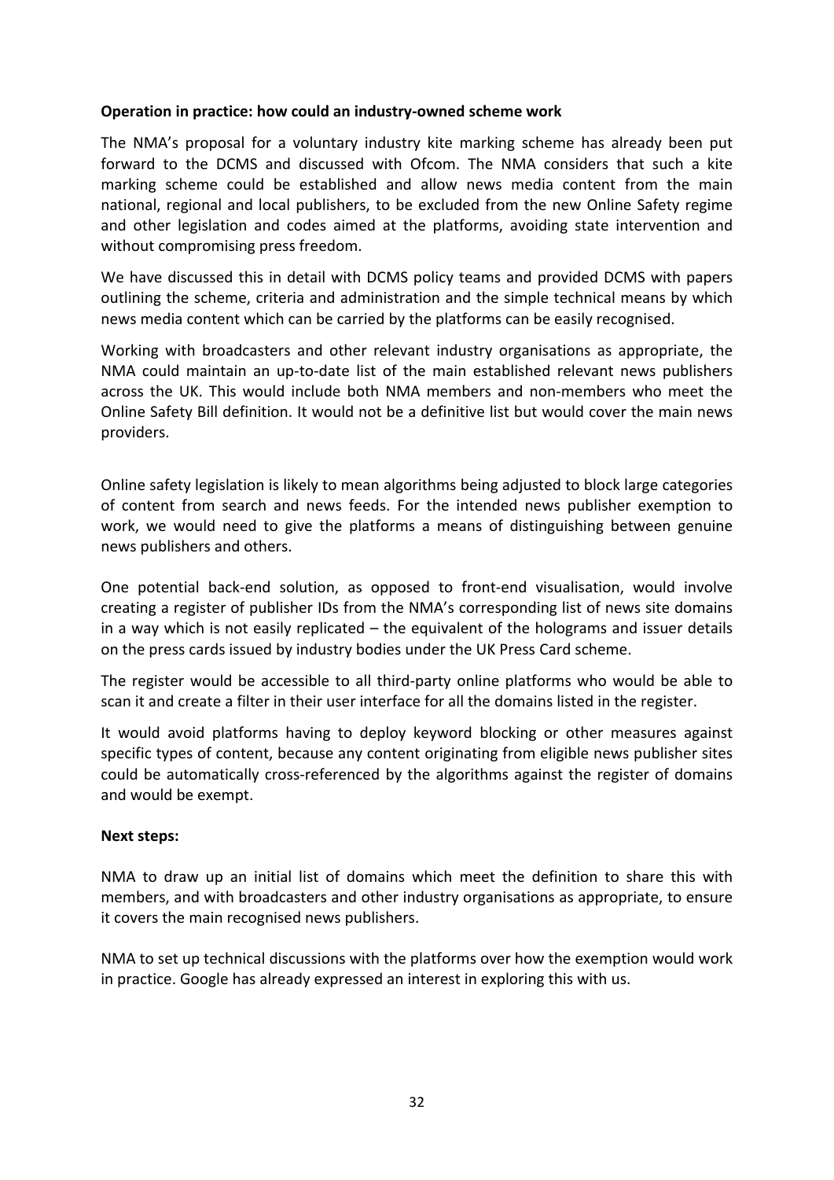**Operation in practice: how could an industry-owned scheme work**

The NMA's proposal for a voluntary industry kite marking scheme has already been put forward to the DCMS and discussed with Ofcom. The NMA considers that such a kite marking scheme could be established and allow news media content from the main national, regional and local publishers, to be excluded from the new Online Safety regime and other legislation and codes aimed at the platforms, avoiding state intervention and without compromising press freedom.

We have discussed this in detail with DCMS policy teams and provided DCMS with papers outlining the scheme, criteria and administration and the simple technical means by which news media content which can be carried by the platforms can be easily recognised.

Working with broadcasters and other relevant industry organisations as appropriate, the NMA could maintain an up-to-date list of the main established relevant news publishers across the UK. This would include both NMA members and non-members who meet the Online Safety Bill definition. It would not be a definitive list but would cover the main news providers.

Online safety legislation is likely to mean algorithms being adjusted to block large categories of content from search and news feeds. For the intended news publisher exemption to work, we would need to give the platforms a means of distinguishing between genuine news publishers and others.

One potential back-end solution, as opposed to front-end visualisation, would involve creating a register of publisher IDs from the NMA's corresponding list of news site domains in a way which is not easily replicated – the equivalent of the holograms and issuer details on the press cards issued by industry bodies under the UK Press Card scheme.

The register would be accessible to all third-party online platforms who would be able to scan it and create a filter in their user interface for all the domains listed in the register.

It would avoid platforms having to deploy keyword blocking or other measures against specific types of content, because any content originating from eligible news publisher sites could be automatically cross-referenced by the algorithms against the register of domains and would be exempt.

**Next steps:**

NMA to draw up an initial list of domains which meet the definition to share this with members, and with broadcasters and other industry organisations as appropriate, to ensure it covers the main recognised news publishers.

NMA to set up technical discussions with the platforms over how the exemption would work in practice. Google has already expressed an interest in exploring this with us.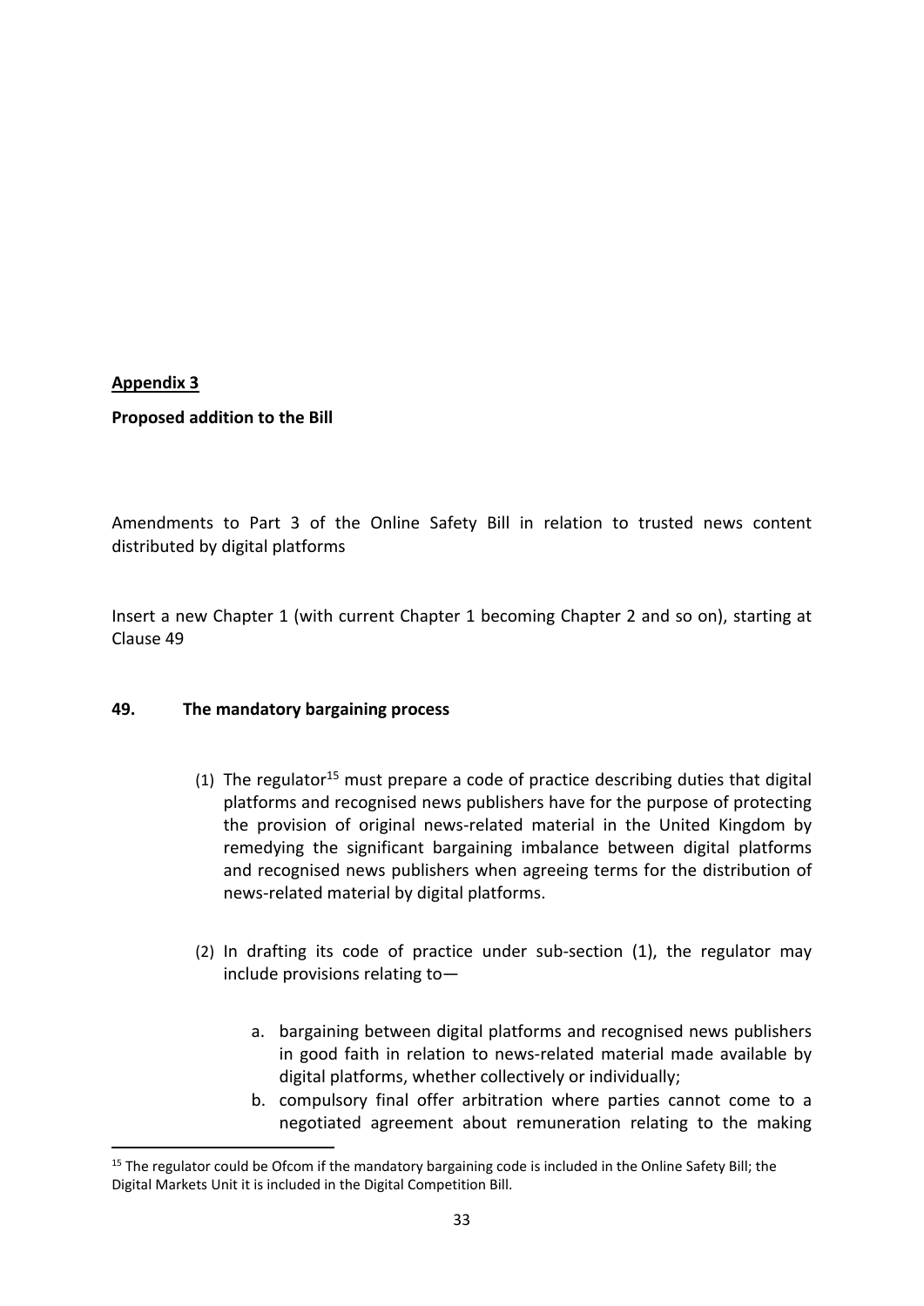**Appendix 3**

**Proposed addition to the Bill**

Amendments to Part 3 of the Online Safety Bill in relation to trusted news content distributed by digital platforms

Insert a new Chapter 1 (with current Chapter 1 becoming Chapter 2 and so on), starting at Clause 49

**49. The mandatory bargaining process**

(1) The regulator[15] must prepare a code of practice describing duties that digital platforms and recognised news publishers have for the purpose of protecting the provision of original news-related material in the United Kingdom by remedying the significant bargaining imbalance between digital platforms and recognised news publishers when agreeing terms for the distribution of news-related material by digital platforms.

(2) In drafting its code of practice under sub-section (1), the regulator may include provisions relating to—

a. bargaining between digital platforms and recognised news publishers in good faith in relation to news-related material made available by digital platforms, whether collectively or individually;
b. compulsory final offer arbitration where parties cannot come to a negotiated agreement about remuneration relating to the making

[15] The regulator could be Ofcom if the mandatory bargaining code is included in the Online Safety Bill; the Digital Markets Unit it is included in the Digital Competition Bill.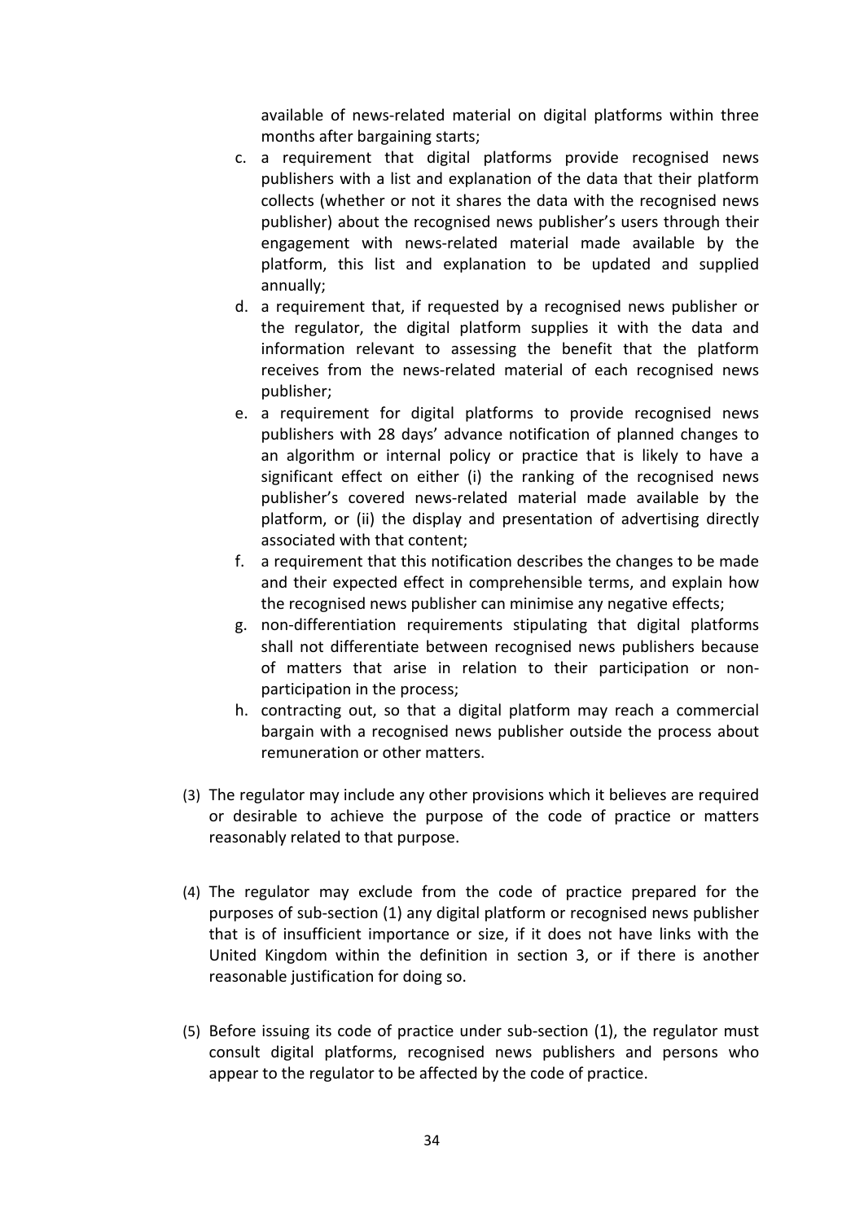available of news-related material on digital platforms within three months after bargaining starts;

c. a requirement that digital platforms provide recognised news publishers with a list and explanation of the data that their platform collects (whether or not it shares the data with the recognised news publisher) about the recognised news publisher's users through their engagement with news-related material made available by the platform, this list and explanation to be updated and supplied annually;

d. a requirement that, if requested by a recognised news publisher or the regulator, the digital platform supplies it with the data and information relevant to assessing the benefit that the platform receives from the news-related material of each recognised news publisher;

e. a requirement for digital platforms to provide recognised news publishers with 28 days' advance notification of planned changes to an algorithm or internal policy or practice that is likely to have a significant effect on either (i) the ranking of the recognised news publisher's covered news-related material made available by the platform, or (ii) the display and presentation of advertising directly associated with that content;

f. a requirement that this notification describes the changes to be made and their expected effect in comprehensible terms, and explain how the recognised news publisher can minimise any negative effects;

g. non-differentiation requirements stipulating that digital platforms shall not differentiate between recognised news publishers because of matters that arise in relation to their participation or non-participation in the process;

h. contracting out, so that a digital platform may reach a commercial bargain with a recognised news publisher outside the process about remuneration or other matters.

(3) The regulator may include any other provisions which it believes are required or desirable to achieve the purpose of the code of practice or matters reasonably related to that purpose.

(4) The regulator may exclude from the code of practice prepared for the purposes of sub-section (1) any digital platform or recognised news publisher that is of insufficient importance or size, if it does not have links with the United Kingdom within the definition in section 3, or if there is another reasonable justification for doing so.

(5) Before issuing its code of practice under sub-section (1), the regulator must consult digital platforms, recognised news publishers and persons who appear to the regulator to be affected by the code of practice.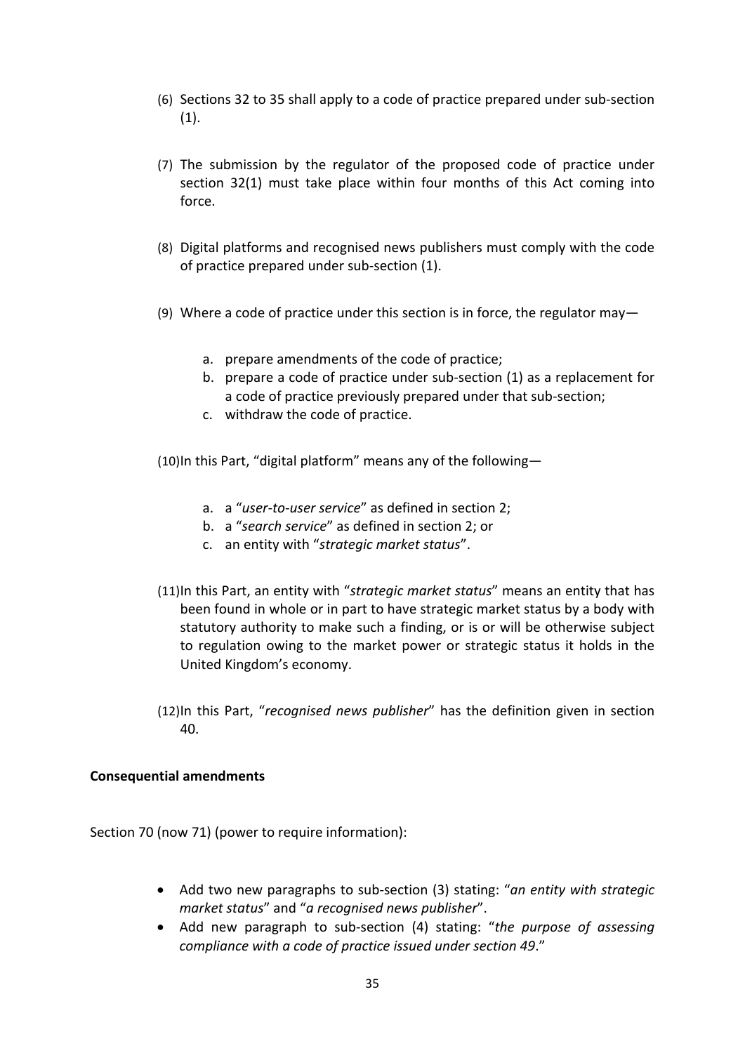(6) Sections 32 to 35 shall apply to a code of practice prepared under sub-section (1).

(7) The submission by the regulator of the proposed code of practice under section 32(1) must take place within four months of this Act coming into force.

(8) Digital platforms and recognised news publishers must comply with the code of practice prepared under sub-section (1).

(9) Where a code of practice under this section is in force, the regulator may—

   a. prepare amendments of the code of practice;
   b. prepare a code of practice under sub-section (1) as a replacement for a code of practice previously prepared under that sub-section;
   c. withdraw the code of practice.

(10) In this Part, "digital platform" means any of the following—

   a. a "*user-to-user service*" as defined in section 2;
   b. a "*search service*" as defined in section 2; or
   c. an entity with "*strategic market status*".

(11) In this Part, an entity with "*strategic market status*" means an entity that has been found in whole or in part to have strategic market status by a body with statutory authority to make such a finding, or is or will be otherwise subject to regulation owing to the market power or strategic status it holds in the United Kingdom's economy.

(12) In this Part, "*recognised news publisher*" has the definition given in section 40.

**Consequential amendments**

Section 70 (now 71) (power to require information):

- Add two new paragraphs to sub-section (3) stating: "*an entity with strategic market status*" and "*a recognised news publisher*".
- Add new paragraph to sub-section (4) stating: "*the purpose of assessing compliance with a code of practice issued under section 49*."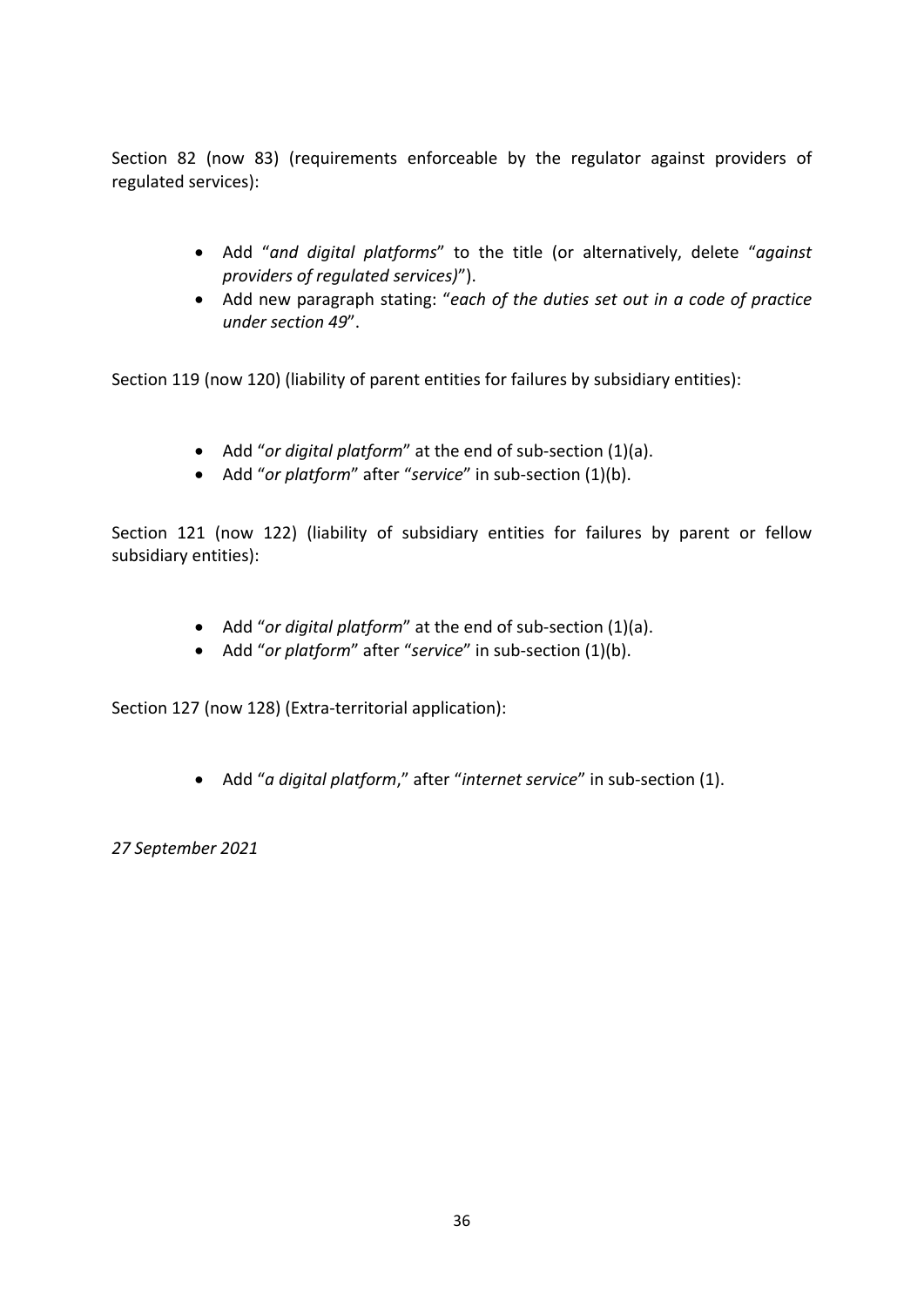Section 82 (now 83) (requirements enforceable by the regulator against providers of regulated services):

- Add "*and digital platforms*" to the title (or alternatively, delete "*against providers of regulated services)*").
- Add new paragraph stating: "*each of the duties set out in a code of practice under section 49*".

Section 119 (now 120) (liability of parent entities for failures by subsidiary entities):

- Add "*or digital platform*" at the end of sub-section (1)(a).
- Add "*or platform*" after "*service*" in sub-section (1)(b).

Section 121 (now 122) (liability of subsidiary entities for failures by parent or fellow subsidiary entities):

- Add "*or digital platform*" at the end of sub-section (1)(a).
- Add "*or platform*" after "*service*" in sub-section (1)(b).

Section 127 (now 128) (Extra-territorial application):

- Add "*a digital platform*," after "*internet service*" in sub-section (1).

*27 September 2021*